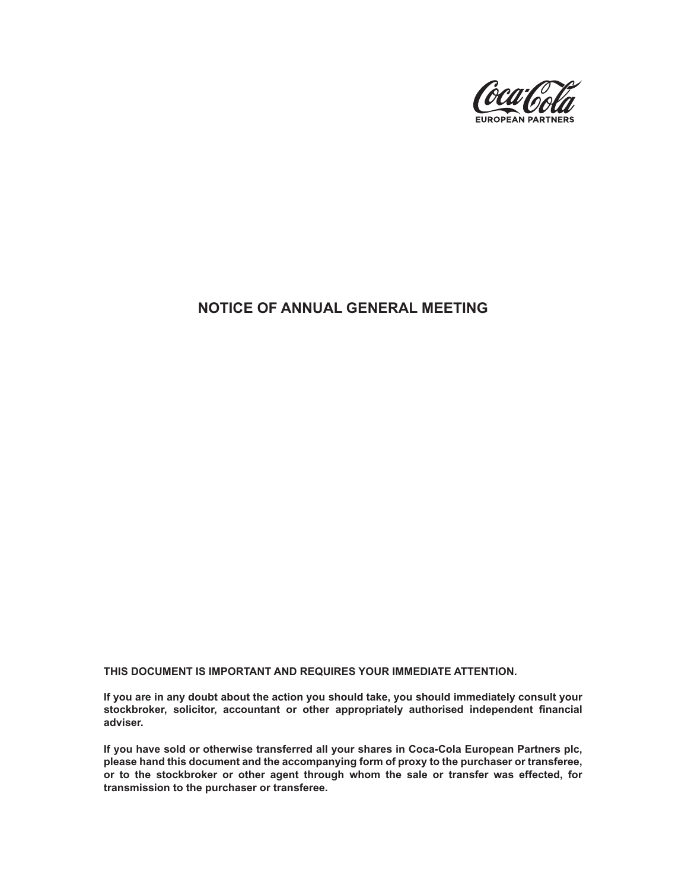Coca-Cola
EUROPEAN PARTNERS

# NOTICE OF ANNUAL GENERAL MEETING

**THIS DOCUMENT IS IMPORTANT AND REQUIRES YOUR IMMEDIATE ATTENTION.**

**If you are in any doubt about the action you should take, you should immediately consult your stockbroker, solicitor, accountant or other appropriately authorised independent financial adviser.**

**If you have sold or otherwise transferred all your shares in Coca-Cola European Partners plc, please hand this document and the accompanying form of proxy to the purchaser or transferee, or to the stockbroker or other agent through whom the sale or transfer was effected, for transmission to the purchaser or transferee.**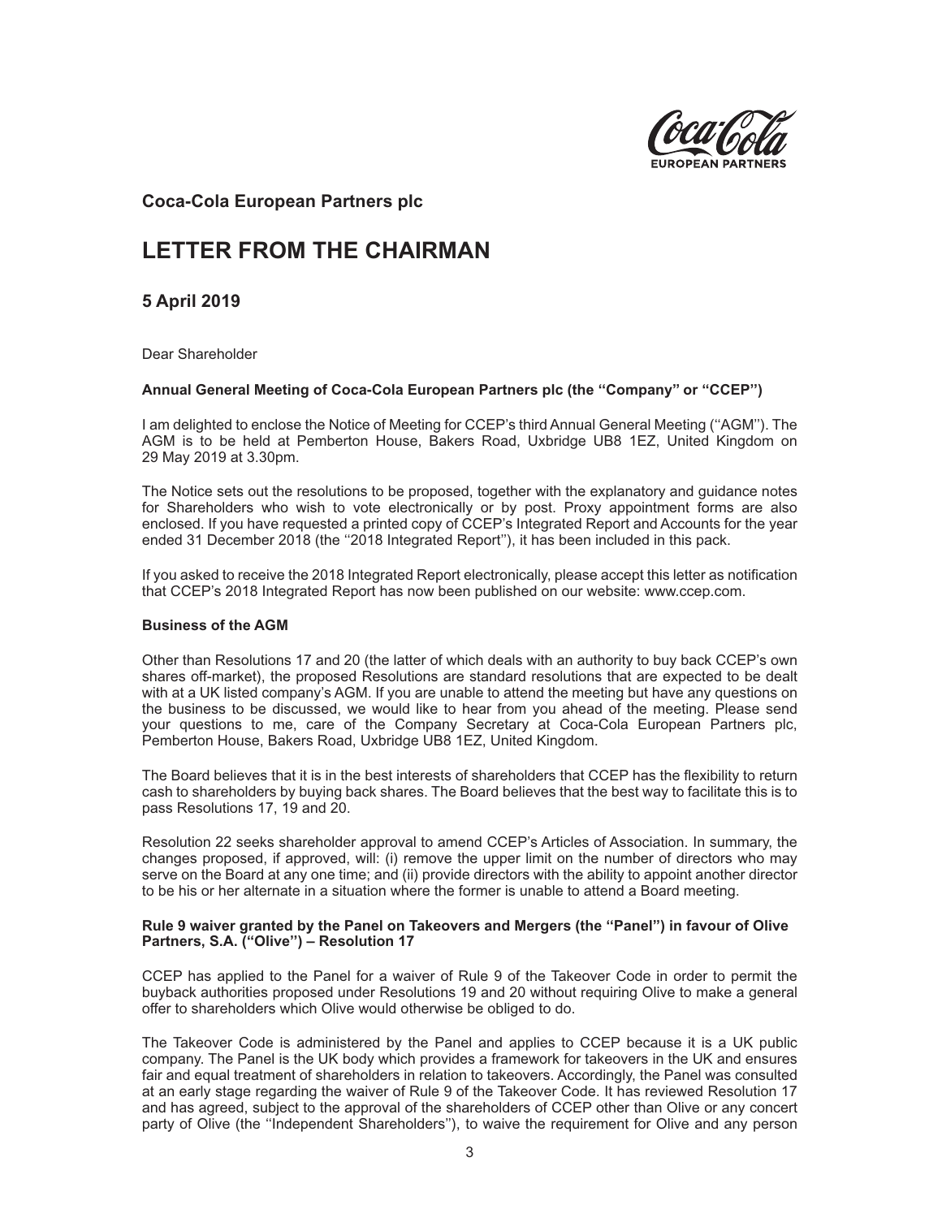**Coca-Cola European Partners plc**

# LETTER FROM THE CHAIRMAN

## 5 April 2019

Dear Shareholder

**Annual General Meeting of Coca-Cola European Partners plc (the ''Company'' or ''CCEP'')**

I am delighted to enclose the Notice of Meeting for CCEP's third Annual General Meeting (''AGM''). The AGM is to be held at Pemberton House, Bakers Road, Uxbridge UB8 1EZ, United Kingdom on 29 May 2019 at 3.30pm.

The Notice sets out the resolutions to be proposed, together with the explanatory and guidance notes for Shareholders who wish to vote electronically or by post. Proxy appointment forms are also enclosed. If you have requested a printed copy of CCEP's Integrated Report and Accounts for the year ended 31 December 2018 (the ''2018 Integrated Report''), it has been included in this pack.

If you asked to receive the 2018 Integrated Report electronically, please accept this letter as notification that CCEP's 2018 Integrated Report has now been published on our website: www.ccep.com.

**Business of the AGM**

Other than Resolutions 17 and 20 (the latter of which deals with an authority to buy back CCEP's own shares off-market), the proposed Resolutions are standard resolutions that are expected to be dealt with at a UK listed company's AGM. If you are unable to attend the meeting but have any questions on the business to be discussed, we would like to hear from you ahead of the meeting. Please send your questions to me, care of the Company Secretary at Coca-Cola European Partners plc, Pemberton House, Bakers Road, Uxbridge UB8 1EZ, United Kingdom.

The Board believes that it is in the best interests of shareholders that CCEP has the flexibility to return cash to shareholders by buying back shares. The Board believes that the best way to facilitate this is to pass Resolutions 17, 19 and 20.

Resolution 22 seeks shareholder approval to amend CCEP's Articles of Association. In summary, the changes proposed, if approved, will: (i) remove the upper limit on the number of directors who may serve on the Board at any one time; and (ii) provide directors with the ability to appoint another director to be his or her alternate in a situation where the former is unable to attend a Board meeting.

**Rule 9 waiver granted by the Panel on Takeovers and Mergers (the ''Panel'') in favour of Olive Partners, S.A. (''Olive'') – Resolution 17**

CCEP has applied to the Panel for a waiver of Rule 9 of the Takeover Code in order to permit the buyback authorities proposed under Resolutions 19 and 20 without requiring Olive to make a general offer to shareholders which Olive would otherwise be obliged to do.

The Takeover Code is administered by the Panel and applies to CCEP because it is a UK public company. The Panel is the UK body which provides a framework for takeovers in the UK and ensures fair and equal treatment of shareholders in relation to takeovers. Accordingly, the Panel was consulted at an early stage regarding the waiver of Rule 9 of the Takeover Code. It has reviewed Resolution 17 and has agreed, subject to the approval of the shareholders of CCEP other than Olive or any concert party of Olive (the ''Independent Shareholders''), to waive the requirement for Olive and any person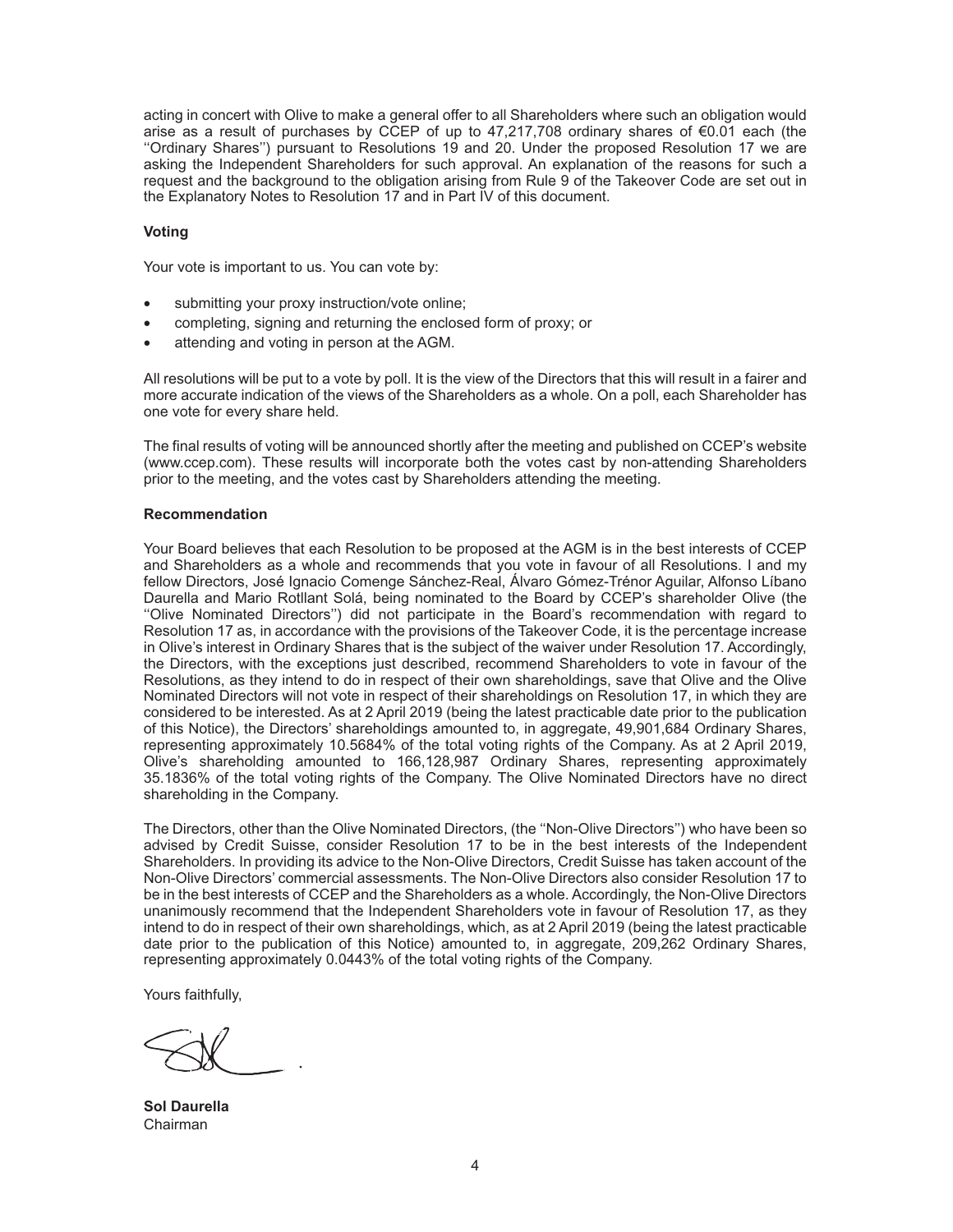acting in concert with Olive to make a general offer to all Shareholders where such an obligation would arise as a result of purchases by CCEP of up to 47,217,708 ordinary shares of €0.01 each (the ''Ordinary Shares'') pursuant to Resolutions 19 and 20. Under the proposed Resolution 17 we are asking the Independent Shareholders for such approval. An explanation of the reasons for such a request and the background to the obligation arising from Rule 9 of the Takeover Code are set out in the Explanatory Notes to Resolution 17 and in Part IV of this document.

**Voting**

Your vote is important to us. You can vote by:

- submitting your proxy instruction/vote online;
- completing, signing and returning the enclosed form of proxy; or
- attending and voting in person at the AGM.

All resolutions will be put to a vote by poll. It is the view of the Directors that this will result in a fairer and more accurate indication of the views of the Shareholders as a whole. On a poll, each Shareholder has one vote for every share held.

The final results of voting will be announced shortly after the meeting and published on CCEP's website (www.ccep.com). These results will incorporate both the votes cast by non-attending Shareholders prior to the meeting, and the votes cast by Shareholders attending the meeting.

**Recommendation**

Your Board believes that each Resolution to be proposed at the AGM is in the best interests of CCEP and Shareholders as a whole and recommends that you vote in favour of all Resolutions. I and my fellow Directors, José Ignacio Comenge Sánchez-Real, Álvaro Gómez-Trénor Aguilar, Alfonso Líbano Daurella and Mario Rotllant Solá, being nominated to the Board by CCEP's shareholder Olive (the ''Olive Nominated Directors'') did not participate in the Board's recommendation with regard to Resolution 17 as, in accordance with the provisions of the Takeover Code, it is the percentage increase in Olive's interest in Ordinary Shares that is the subject of the waiver under Resolution 17. Accordingly, the Directors, with the exceptions just described, recommend Shareholders to vote in favour of the Resolutions, as they intend to do in respect of their own shareholdings, save that Olive and the Olive Nominated Directors will not vote in respect of their shareholdings on Resolution 17, in which they are considered to be interested. As at 2 April 2019 (being the latest practicable date prior to the publication of this Notice), the Directors' shareholdings amounted to, in aggregate, 49,901,684 Ordinary Shares, representing approximately 10.5684% of the total voting rights of the Company. As at 2 April 2019, Olive's shareholding amounted to 166,128,987 Ordinary Shares, representing approximately 35.1836% of the total voting rights of the Company. The Olive Nominated Directors have no direct shareholding in the Company.

The Directors, other than the Olive Nominated Directors, (the ''Non-Olive Directors'') who have been so advised by Credit Suisse, consider Resolution 17 to be in the best interests of the Independent Shareholders. In providing its advice to the Non-Olive Directors, Credit Suisse has taken account of the Non-Olive Directors' commercial assessments. The Non-Olive Directors also consider Resolution 17 to be in the best interests of CCEP and the Shareholders as a whole. Accordingly, the Non-Olive Directors unanimously recommend that the Independent Shareholders vote in favour of Resolution 17, as they intend to do in respect of their own shareholdings, which, as at 2 April 2019 (being the latest practicable date prior to the publication of this Notice) amounted to, in aggregate, 209,262 Ordinary Shares, representing approximately 0.0443% of the total voting rights of the Company.

Yours faithfully,

**Sol Daurella**
Chairman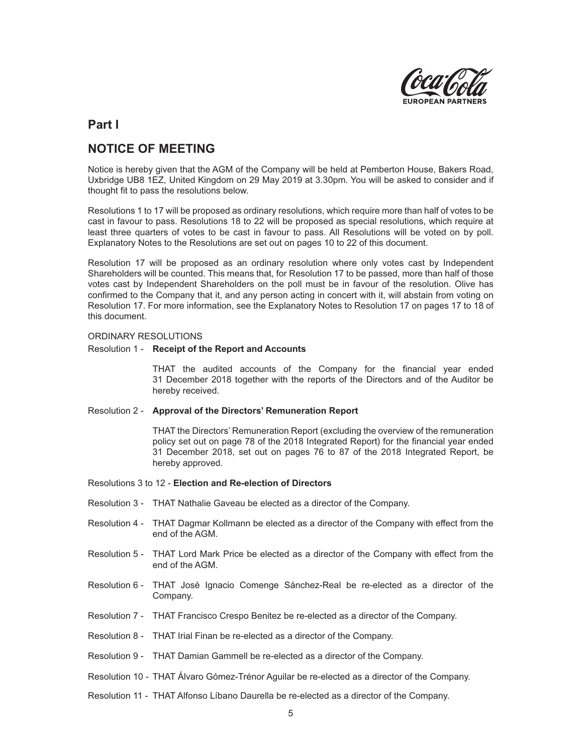## Part I

## NOTICE OF MEETING

Notice is hereby given that the AGM of the Company will be held at Pemberton House, Bakers Road, Uxbridge UB8 1EZ, United Kingdom on 29 May 2019 at 3.30pm. You will be asked to consider and if thought fit to pass the resolutions below.

Resolutions 1 to 17 will be proposed as ordinary resolutions, which require more than half of votes to be cast in favour to pass. Resolutions 18 to 22 will be proposed as special resolutions, which require at least three quarters of votes to be cast in favour to pass. All Resolutions will be voted on by poll. Explanatory Notes to the Resolutions are set out on pages 10 to 22 of this document.

Resolution 17 will be proposed as an ordinary resolution where only votes cast by Independent Shareholders will be counted. This means that, for Resolution 17 to be passed, more than half of those votes cast by Independent Shareholders on the poll must be in favour of the resolution. Olive has confirmed to the Company that it, and any person acting in concert with it, will abstain from voting on Resolution 17. For more information, see the Explanatory Notes to Resolution 17 on pages 17 to 18 of this document.

ORDINARY RESOLUTIONS

Resolution 1 - **Receipt of the Report and Accounts**

THAT the audited accounts of the Company for the financial year ended 31 December 2018 together with the reports of the Directors and of the Auditor be hereby received.

Resolution 2 - **Approval of the Directors' Remuneration Report**

THAT the Directors' Remuneration Report (excluding the overview of the remuneration policy set out on page 78 of the 2018 Integrated Report) for the financial year ended 31 December 2018, set out on pages 76 to 87 of the 2018 Integrated Report, be hereby approved.

Resolutions 3 to 12 - **Election and Re-election of Directors**

Resolution 3 - THAT Nathalie Gaveau be elected as a director of the Company.

Resolution 4 - THAT Dagmar Kollmann be elected as a director of the Company with effect from the end of the AGM.

Resolution 5 - THAT Lord Mark Price be elected as a director of the Company with effect from the end of the AGM.

Resolution 6 - THAT José Ignacio Comenge Sánchez-Real be re-elected as a director of the Company.

Resolution 7 - THAT Francisco Crespo Benitez be re-elected as a director of the Company.

Resolution 8 - THAT Irial Finan be re-elected as a director of the Company.

Resolution 9 - THAT Damian Gammell be re-elected as a director of the Company.

Resolution 10 - THAT Álvaro Gómez-Trénor Aguilar be re-elected as a director of the Company.

Resolution 11 - THAT Alfonso Líbano Daurella be re-elected as a director of the Company.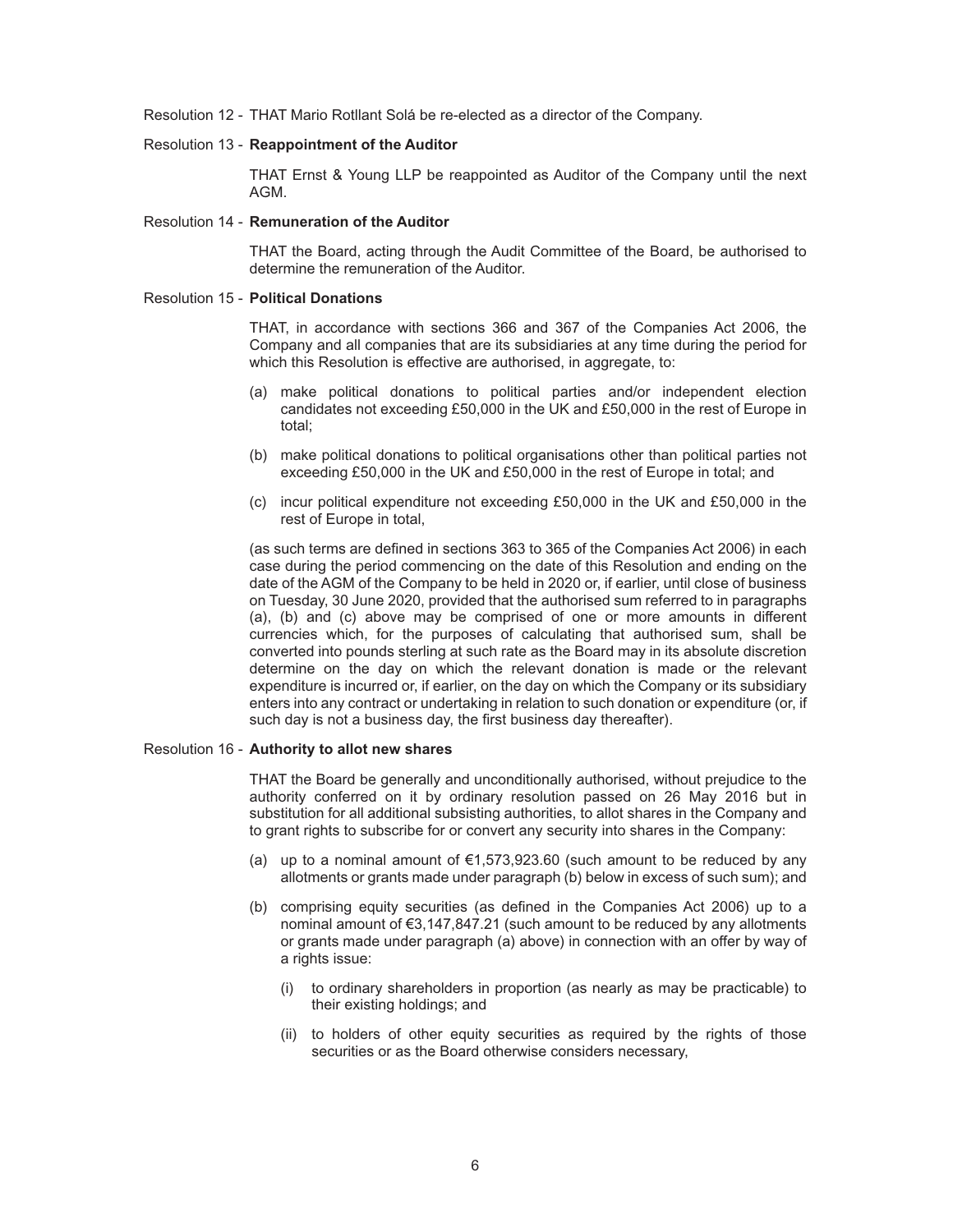Resolution 12 - THAT Mario Rotllant Solá be re-elected as a director of the Company.

Resolution 13 - **Reappointment of the Auditor**

THAT Ernst & Young LLP be reappointed as Auditor of the Company until the next AGM.

Resolution 14 - **Remuneration of the Auditor**

THAT the Board, acting through the Audit Committee of the Board, be authorised to determine the remuneration of the Auditor.

Resolution 15 - **Political Donations**

THAT, in accordance with sections 366 and 367 of the Companies Act 2006, the Company and all companies that are its subsidiaries at any time during the period for which this Resolution is effective are authorised, in aggregate, to:

(a) make political donations to political parties and/or independent election candidates not exceeding £50,000 in the UK and £50,000 in the rest of Europe in total;

(b) make political donations to political organisations other than political parties not exceeding £50,000 in the UK and £50,000 in the rest of Europe in total; and

(c) incur political expenditure not exceeding £50,000 in the UK and £50,000 in the rest of Europe in total,

(as such terms are defined in sections 363 to 365 of the Companies Act 2006) in each case during the period commencing on the date of this Resolution and ending on the date of the AGM of the Company to be held in 2020 or, if earlier, until close of business on Tuesday, 30 June 2020, provided that the authorised sum referred to in paragraphs (a), (b) and (c) above may be comprised of one or more amounts in different currencies which, for the purposes of calculating that authorised sum, shall be converted into pounds sterling at such rate as the Board may in its absolute discretion determine on the day on which the relevant donation is made or the relevant expenditure is incurred or, if earlier, on the day on which the Company or its subsidiary enters into any contract or undertaking in relation to such donation or expenditure (or, if such day is not a business day, the first business day thereafter).

Resolution 16 - **Authority to allot new shares**

THAT the Board be generally and unconditionally authorised, without prejudice to the authority conferred on it by ordinary resolution passed on 26 May 2016 but in substitution for all additional subsisting authorities, to allot shares in the Company and to grant rights to subscribe for or convert any security into shares in the Company:

(a) up to a nominal amount of €1,573,923.60 (such amount to be reduced by any allotments or grants made under paragraph (b) below in excess of such sum); and

(b) comprising equity securities (as defined in the Companies Act 2006) up to a nominal amount of €3,147,847.21 (such amount to be reduced by any allotments or grants made under paragraph (a) above) in connection with an offer by way of a rights issue:

(i) to ordinary shareholders in proportion (as nearly as may be practicable) to their existing holdings; and

(ii) to holders of other equity securities as required by the rights of those securities or as the Board otherwise considers necessary,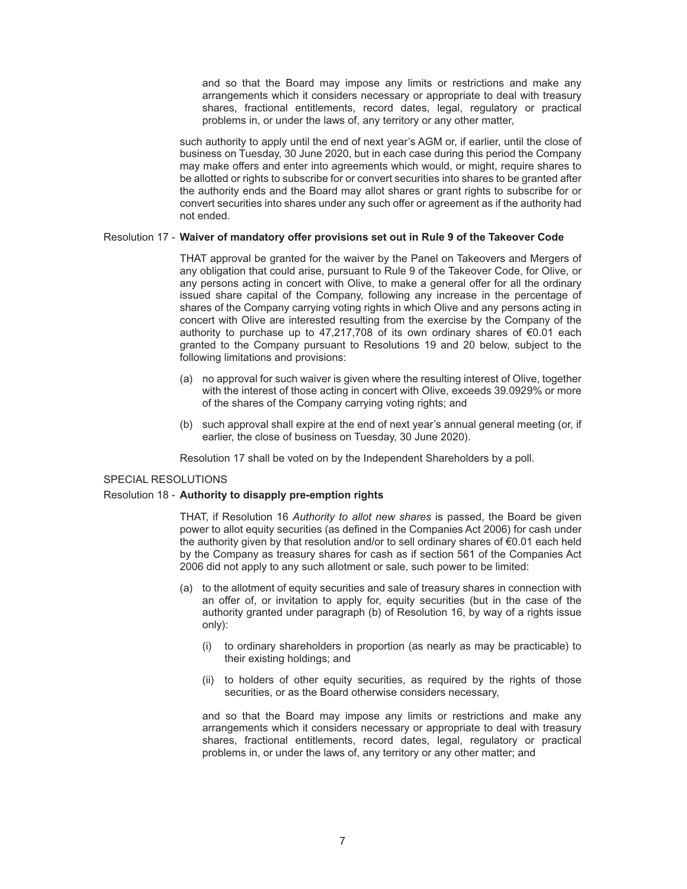and so that the Board may impose any limits or restrictions and make any arrangements which it considers necessary or appropriate to deal with treasury shares, fractional entitlements, record dates, legal, regulatory or practical problems in, or under the laws of, any territory or any other matter,

such authority to apply until the end of next year's AGM or, if earlier, until the close of business on Tuesday, 30 June 2020, but in each case during this period the Company may make offers and enter into agreements which would, or might, require shares to be allotted or rights to subscribe for or convert securities into shares to be granted after the authority ends and the Board may allot shares or grant rights to subscribe for or convert securities into shares under any such offer or agreement as if the authority had not ended.

Resolution 17 - **Waiver of mandatory offer provisions set out in Rule 9 of the Takeover Code**

THAT approval be granted for the waiver by the Panel on Takeovers and Mergers of any obligation that could arise, pursuant to Rule 9 of the Takeover Code, for Olive, or any persons acting in concert with Olive, to make a general offer for all the ordinary issued share capital of the Company, following any increase in the percentage of shares of the Company carrying voting rights in which Olive and any persons acting in concert with Olive are interested resulting from the exercise by the Company of the authority to purchase up to 47,217,708 of its own ordinary shares of €0.01 each granted to the Company pursuant to Resolutions 19 and 20 below, subject to the following limitations and provisions:

(a) no approval for such waiver is given where the resulting interest of Olive, together with the interest of those acting in concert with Olive, exceeds 39.0929% or more of the shares of the Company carrying voting rights; and

(b) such approval shall expire at the end of next year's annual general meeting (or, if earlier, the close of business on Tuesday, 30 June 2020).

Resolution 17 shall be voted on by the Independent Shareholders by a poll.

SPECIAL RESOLUTIONS

Resolution 18 - **Authority to disapply pre-emption rights**

THAT, if Resolution 16 *Authority to allot new shares* is passed, the Board be given power to allot equity securities (as defined in the Companies Act 2006) for cash under the authority given by that resolution and/or to sell ordinary shares of €0.01 each held by the Company as treasury shares for cash as if section 561 of the Companies Act 2006 did not apply to any such allotment or sale, such power to be limited:

(a) to the allotment of equity securities and sale of treasury shares in connection with an offer of, or invitation to apply for, equity securities (but in the case of the authority granted under paragraph (b) of Resolution 16, by way of a rights issue only):

    (i) to ordinary shareholders in proportion (as nearly as may be practicable) to their existing holdings; and

    (ii) to holders of other equity securities, as required by the rights of those securities, or as the Board otherwise considers necessary,

    and so that the Board may impose any limits or restrictions and make any arrangements which it considers necessary or appropriate to deal with treasury shares, fractional entitlements, record dates, legal, regulatory or practical problems in, or under the laws of, any territory or any other matter; and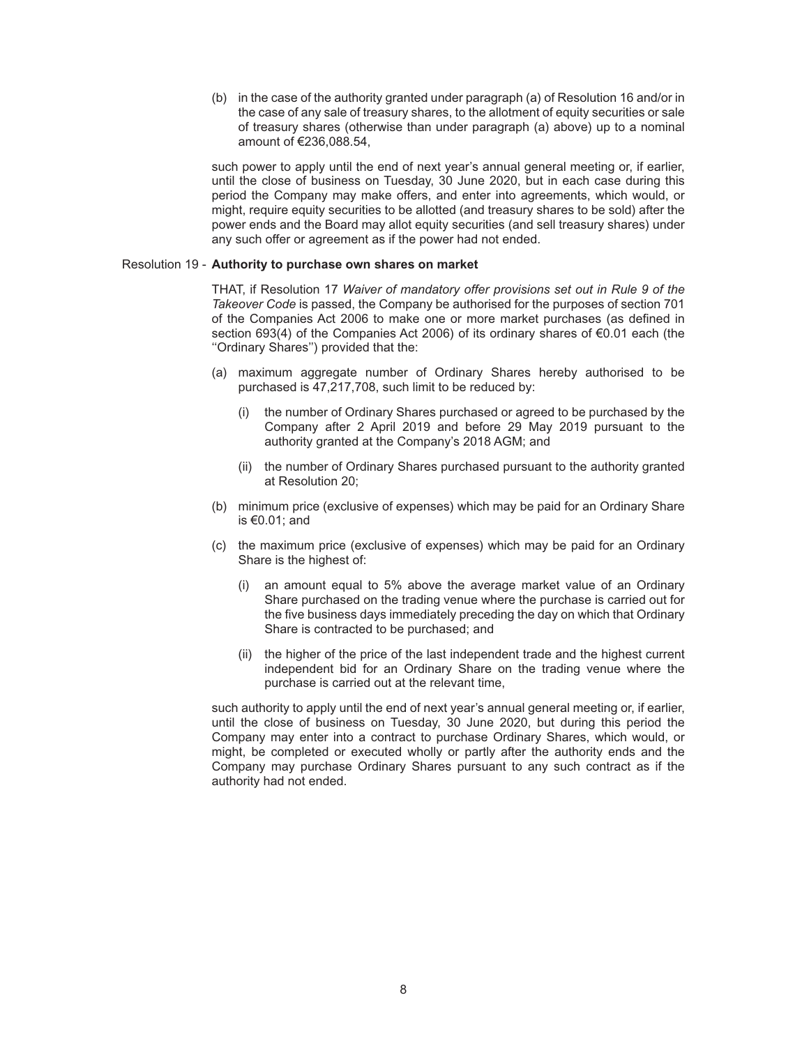(b) in the case of the authority granted under paragraph (a) of Resolution 16 and/or in the case of any sale of treasury shares, to the allotment of equity securities or sale of treasury shares (otherwise than under paragraph (a) above) up to a nominal amount of €236,088.54,

such power to apply until the end of next year's annual general meeting or, if earlier, until the close of business on Tuesday, 30 June 2020, but in each case during this period the Company may make offers, and enter into agreements, which would, or might, require equity securities to be allotted (and treasury shares to be sold) after the power ends and the Board may allot equity securities (and sell treasury shares) under any such offer or agreement as if the power had not ended.

Resolution 19 - **Authority to purchase own shares on market**

THAT, if Resolution 17 *Waiver of mandatory offer provisions set out in Rule 9 of the Takeover Code* is passed, the Company be authorised for the purposes of section 701 of the Companies Act 2006 to make one or more market purchases (as defined in section 693(4) of the Companies Act 2006) of its ordinary shares of €0.01 each (the ''Ordinary Shares'') provided that the:

(a) maximum aggregate number of Ordinary Shares hereby authorised to be purchased is 47,217,708, such limit to be reduced by:

   (i) the number of Ordinary Shares purchased or agreed to be purchased by the Company after 2 April 2019 and before 29 May 2019 pursuant to the authority granted at the Company's 2018 AGM; and

   (ii) the number of Ordinary Shares purchased pursuant to the authority granted at Resolution 20;

(b) minimum price (exclusive of expenses) which may be paid for an Ordinary Share is €0.01; and

(c) the maximum price (exclusive of expenses) which may be paid for an Ordinary Share is the highest of:

   (i) an amount equal to 5% above the average market value of an Ordinary Share purchased on the trading venue where the purchase is carried out for the five business days immediately preceding the day on which that Ordinary Share is contracted to be purchased; and

   (ii) the higher of the price of the last independent trade and the highest current independent bid for an Ordinary Share on the trading venue where the purchase is carried out at the relevant time,

such authority to apply until the end of next year's annual general meeting or, if earlier, until the close of business on Tuesday, 30 June 2020, but during this period the Company may enter into a contract to purchase Ordinary Shares, which would, or might, be completed or executed wholly or partly after the authority ends and the Company may purchase Ordinary Shares pursuant to any such contract as if the authority had not ended.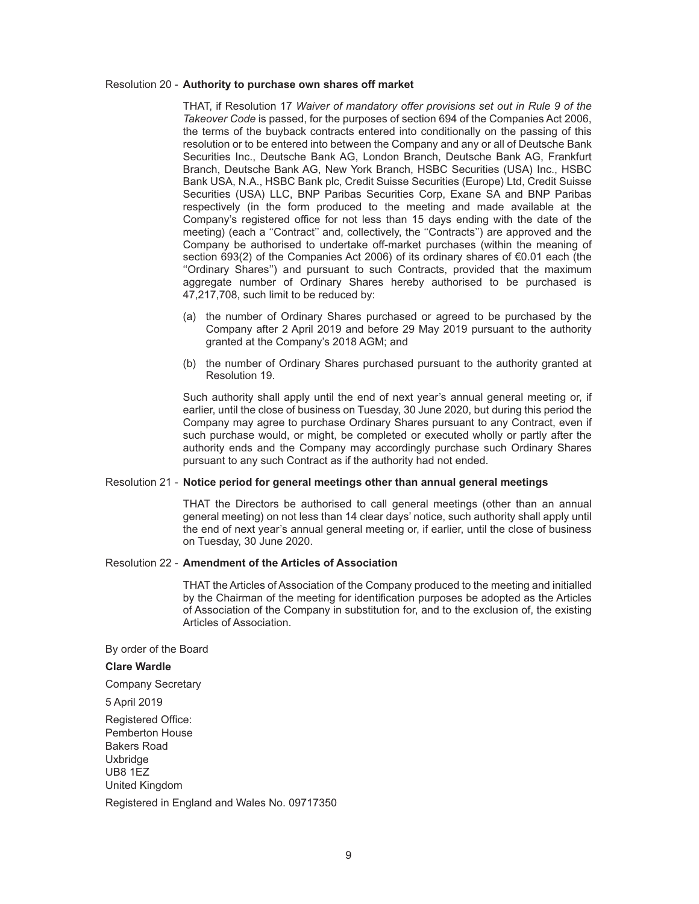Resolution 20 - **Authority to purchase own shares off market**

THAT, if Resolution 17 *Waiver of mandatory offer provisions set out in Rule 9 of the Takeover Code* is passed, for the purposes of section 694 of the Companies Act 2006, the terms of the buyback contracts entered into conditionally on the passing of this resolution or to be entered into between the Company and any or all of Deutsche Bank Securities Inc., Deutsche Bank AG, London Branch, Deutsche Bank AG, Frankfurt Branch, Deutsche Bank AG, New York Branch, HSBC Securities (USA) Inc., HSBC Bank USA, N.A., HSBC Bank plc, Credit Suisse Securities (Europe) Ltd, Credit Suisse Securities (USA) LLC, BNP Paribas Securities Corp, Exane SA and BNP Paribas respectively (in the form produced to the meeting and made available at the Company's registered office for not less than 15 days ending with the date of the meeting) (each a ''Contract'' and, collectively, the ''Contracts'') are approved and the Company be authorised to undertake off-market purchases (within the meaning of section 693(2) of the Companies Act 2006) of its ordinary shares of €0.01 each (the ''Ordinary Shares'') and pursuant to such Contracts, provided that the maximum aggregate number of Ordinary Shares hereby authorised to be purchased is 47,217,708, such limit to be reduced by:

(a) the number of Ordinary Shares purchased or agreed to be purchased by the Company after 2 April 2019 and before 29 May 2019 pursuant to the authority granted at the Company's 2018 AGM; and

(b) the number of Ordinary Shares purchased pursuant to the authority granted at Resolution 19.

Such authority shall apply until the end of next year's annual general meeting or, if earlier, until the close of business on Tuesday, 30 June 2020, but during this period the Company may agree to purchase Ordinary Shares pursuant to any Contract, even if such purchase would, or might, be completed or executed wholly or partly after the authority ends and the Company may accordingly purchase such Ordinary Shares pursuant to any such Contract as if the authority had not ended.

Resolution 21 - **Notice period for general meetings other than annual general meetings**

THAT the Directors be authorised to call general meetings (other than an annual general meeting) on not less than 14 clear days' notice, such authority shall apply until the end of next year's annual general meeting or, if earlier, until the close of business on Tuesday, 30 June 2020.

Resolution 22 - **Amendment of the Articles of Association**

THAT the Articles of Association of the Company produced to the meeting and initialled by the Chairman of the meeting for identification purposes be adopted as the Articles of Association of the Company in substitution for, and to the exclusion of, the existing Articles of Association.

By order of the Board

**Clare Wardle**

Company Secretary

5 April 2019

Registered Office:
Pemberton House
Bakers Road
Uxbridge
UB8 1EZ
United Kingdom

Registered in England and Wales No. 09717350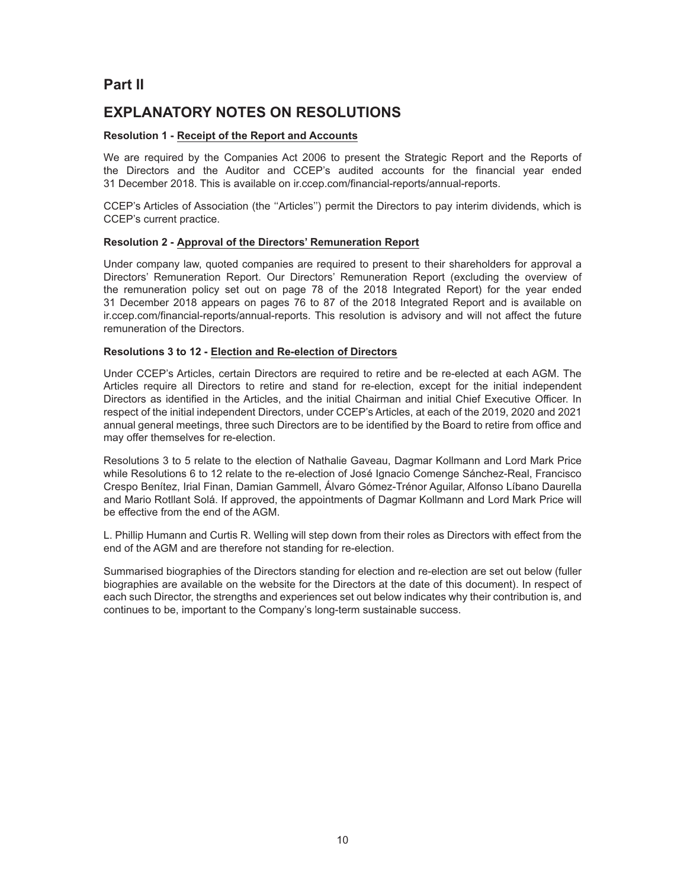# Part II

## EXPLANATORY NOTES ON RESOLUTIONS

**Resolution 1 - Receipt of the Report and Accounts**

We are required by the Companies Act 2006 to present the Strategic Report and the Reports of the Directors and the Auditor and CCEP's audited accounts for the financial year ended 31 December 2018. This is available on ir.ccep.com/financial-reports/annual-reports.

CCEP's Articles of Association (the ''Articles'') permit the Directors to pay interim dividends, which is CCEP's current practice.

**Resolution 2 - Approval of the Directors' Remuneration Report**

Under company law, quoted companies are required to present to their shareholders for approval a Directors' Remuneration Report. Our Directors' Remuneration Report (excluding the overview of the remuneration policy set out on page 78 of the 2018 Integrated Report) for the year ended 31 December 2018 appears on pages 76 to 87 of the 2018 Integrated Report and is available on ir.ccep.com/financial-reports/annual-reports. This resolution is advisory and will not affect the future remuneration of the Directors.

**Resolutions 3 to 12 - Election and Re-election of Directors**

Under CCEP's Articles, certain Directors are required to retire and be re-elected at each AGM. The Articles require all Directors to retire and stand for re-election, except for the initial independent Directors as identified in the Articles, and the initial Chairman and initial Chief Executive Officer. In respect of the initial independent Directors, under CCEP's Articles, at each of the 2019, 2020 and 2021 annual general meetings, three such Directors are to be identified by the Board to retire from office and may offer themselves for re-election.

Resolutions 3 to 5 relate to the election of Nathalie Gaveau, Dagmar Kollmann and Lord Mark Price while Resolutions 6 to 12 relate to the re-election of José Ignacio Comenge Sánchez-Real, Francisco Crespo Benítez, Irial Finan, Damian Gammell, Álvaro Gómez-Trénor Aguilar, Alfonso Líbano Daurella and Mario Rotllant Solá. If approved, the appointments of Dagmar Kollmann and Lord Mark Price will be effective from the end of the AGM.

L. Phillip Humann and Curtis R. Welling will step down from their roles as Directors with effect from the end of the AGM and are therefore not standing for re-election.

Summarised biographies of the Directors standing for election and re-election are set out below (fuller biographies are available on the website for the Directors at the date of this document). In respect of each such Director, the strengths and experiences set out below indicates why their contribution is, and continues to be, important to the Company's long-term sustainable success.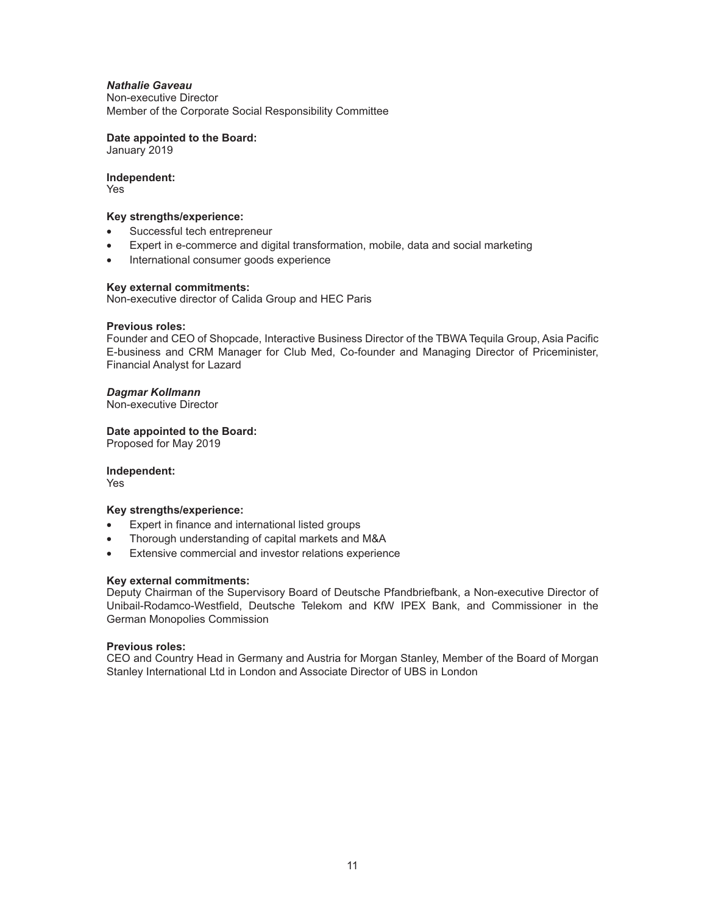***Nathalie Gaveau***
Non-executive Director
Member of the Corporate Social Responsibility Committee

**Date appointed to the Board:**
January 2019

**Independent:**
Yes

**Key strengths/experience:**

- Successful tech entrepreneur
- Expert in e-commerce and digital transformation, mobile, data and social marketing
- International consumer goods experience

**Key external commitments:**
Non-executive director of Calida Group and HEC Paris

**Previous roles:**
Founder and CEO of Shopcade, Interactive Business Director of the TBWA Tequila Group, Asia Pacific E-business and CRM Manager for Club Med, Co-founder and Managing Director of Priceminister, Financial Analyst for Lazard

***Dagmar Kollmann***
Non-executive Director

**Date appointed to the Board:**
Proposed for May 2019

**Independent:**
Yes

**Key strengths/experience:**

- Expert in finance and international listed groups
- Thorough understanding of capital markets and M&A
- Extensive commercial and investor relations experience

**Key external commitments:**
Deputy Chairman of the Supervisory Board of Deutsche Pfandbriefbank, a Non-executive Director of Unibail-Rodamco-Westfield, Deutsche Telekom and KfW IPEX Bank, and Commissioner in the German Monopolies Commission

**Previous roles:**
CEO and Country Head in Germany and Austria for Morgan Stanley, Member of the Board of Morgan Stanley International Ltd in London and Associate Director of UBS in London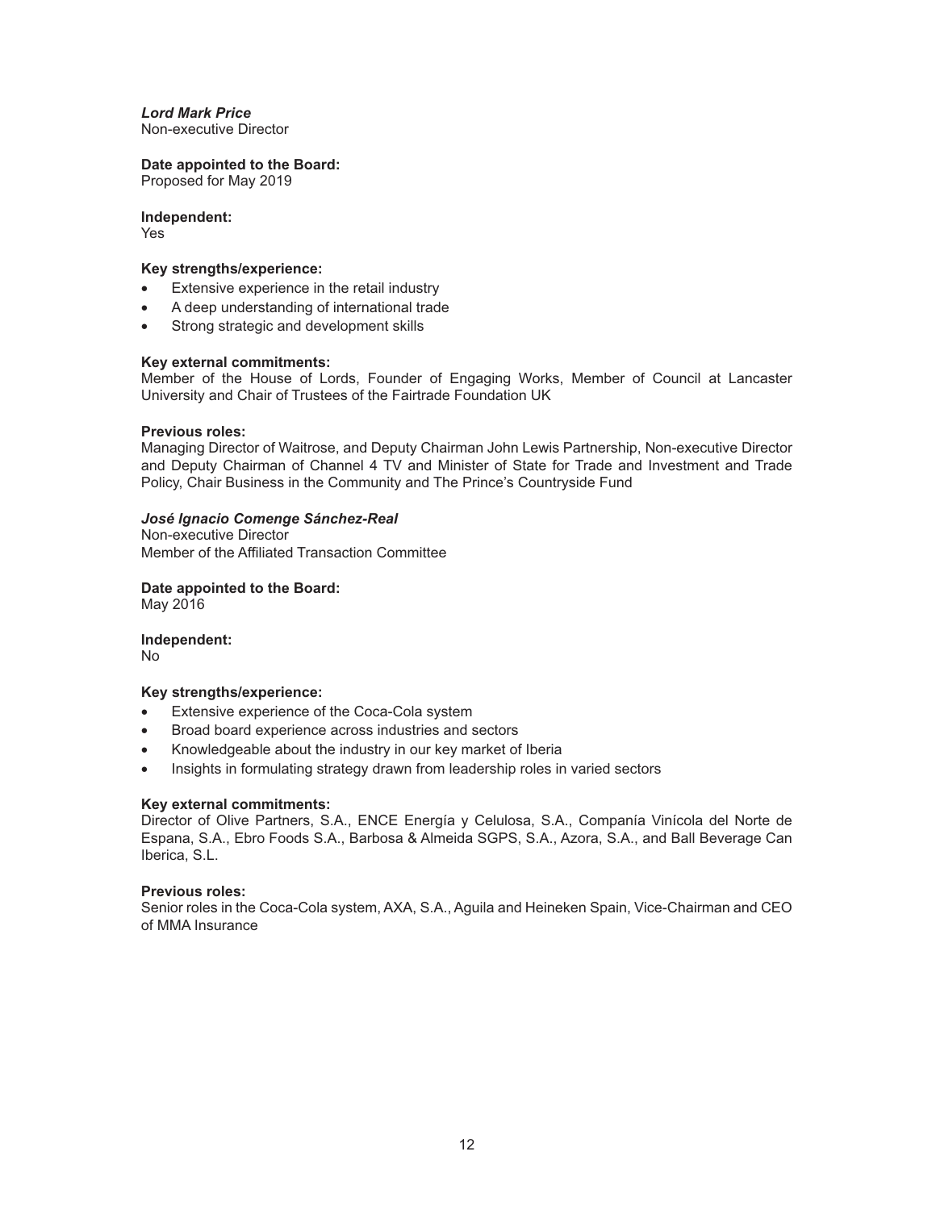***Lord Mark Price***
Non-executive Director

**Date appointed to the Board:**
Proposed for May 2019

**Independent:**
Yes

**Key strengths/experience:**

- Extensive experience in the retail industry
- A deep understanding of international trade
- Strong strategic and development skills

**Key external commitments:**
Member of the House of Lords, Founder of Engaging Works, Member of Council at Lancaster University and Chair of Trustees of the Fairtrade Foundation UK

**Previous roles:**
Managing Director of Waitrose, and Deputy Chairman John Lewis Partnership, Non-executive Director and Deputy Chairman of Channel 4 TV and Minister of State for Trade and Investment and Trade Policy, Chair Business in the Community and The Prince's Countryside Fund

***José Ignacio Comenge Sánchez-Real***
Non-executive Director
Member of the Affiliated Transaction Committee

**Date appointed to the Board:**
May 2016

**Independent:**
No

**Key strengths/experience:**

- Extensive experience of the Coca-Cola system
- Broad board experience across industries and sectors
- Knowledgeable about the industry in our key market of Iberia
- Insights in formulating strategy drawn from leadership roles in varied sectors

**Key external commitments:**
Director of Olive Partners, S.A., ENCE Energía y Celulosa, S.A., Companía Vinícola del Norte de Espana, S.A., Ebro Foods S.A., Barbosa & Almeida SGPS, S.A., Azora, S.A., and Ball Beverage Can Iberica, S.L.

**Previous roles:**
Senior roles in the Coca-Cola system, AXA, S.A., Aguila and Heineken Spain, Vice-Chairman and CEO of MMA Insurance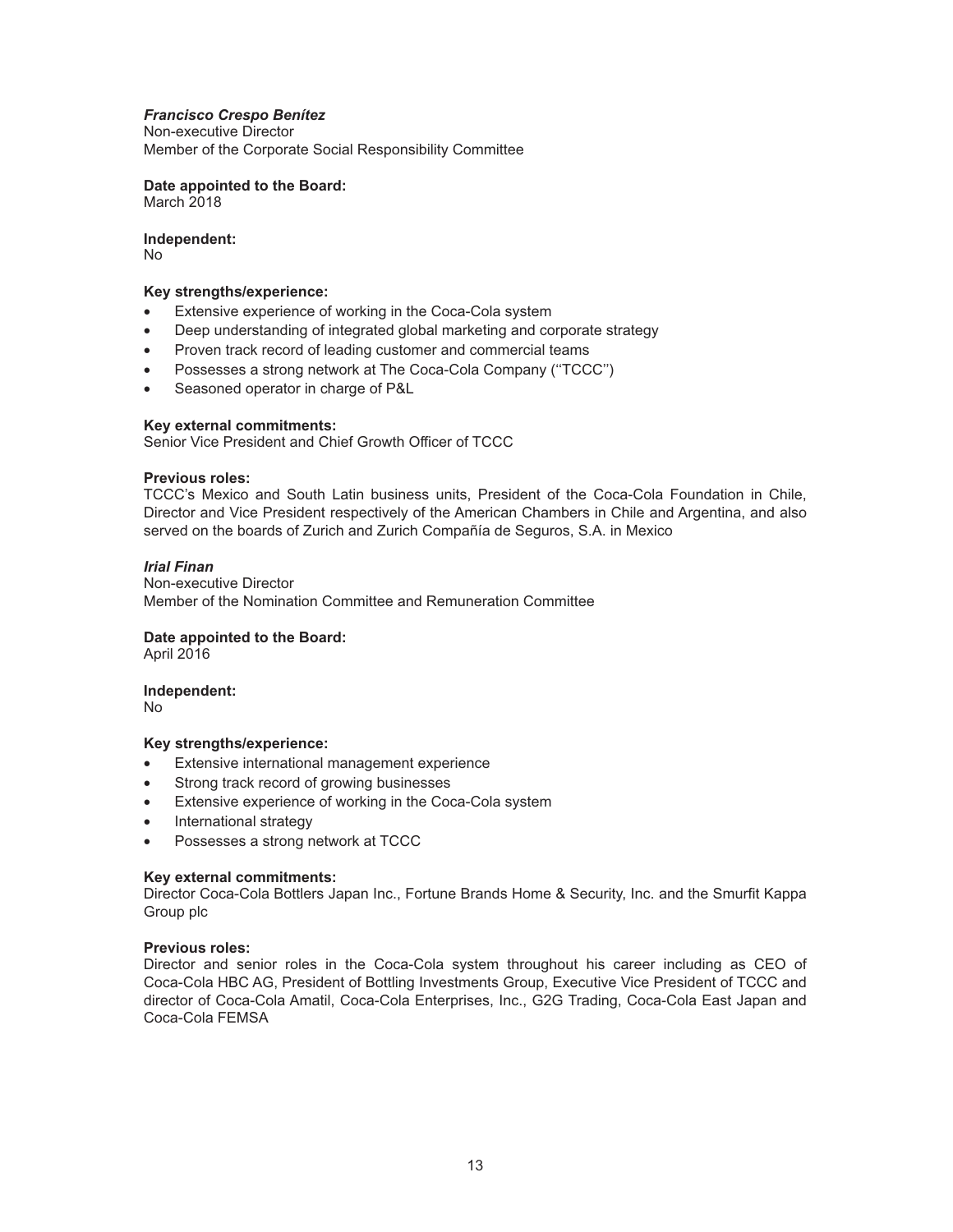***Francisco Crespo Benítez***
Non-executive Director
Member of the Corporate Social Responsibility Committee

**Date appointed to the Board:**
March 2018

**Independent:**
No

**Key strengths/experience:**

- Extensive experience of working in the Coca-Cola system
- Deep understanding of integrated global marketing and corporate strategy
- Proven track record of leading customer and commercial teams
- Possesses a strong network at The Coca-Cola Company (''TCCC'')
- Seasoned operator in charge of P&L

**Key external commitments:**
Senior Vice President and Chief Growth Officer of TCCC

**Previous roles:**
TCCC's Mexico and South Latin business units, President of the Coca-Cola Foundation in Chile, Director and Vice President respectively of the American Chambers in Chile and Argentina, and also served on the boards of Zurich and Zurich Compañía de Seguros, S.A. in Mexico

***Irial Finan***
Non-executive Director
Member of the Nomination Committee and Remuneration Committee

**Date appointed to the Board:**
April 2016

**Independent:**
No

**Key strengths/experience:**

- Extensive international management experience
- Strong track record of growing businesses
- Extensive experience of working in the Coca-Cola system
- International strategy
- Possesses a strong network at TCCC

**Key external commitments:**
Director Coca-Cola Bottlers Japan Inc., Fortune Brands Home & Security, Inc. and the Smurfit Kappa Group plc

**Previous roles:**
Director and senior roles in the Coca-Cola system throughout his career including as CEO of Coca-Cola HBC AG, President of Bottling Investments Group, Executive Vice President of TCCC and director of Coca-Cola Amatil, Coca-Cola Enterprises, Inc., G2G Trading, Coca-Cola East Japan and Coca-Cola FEMSA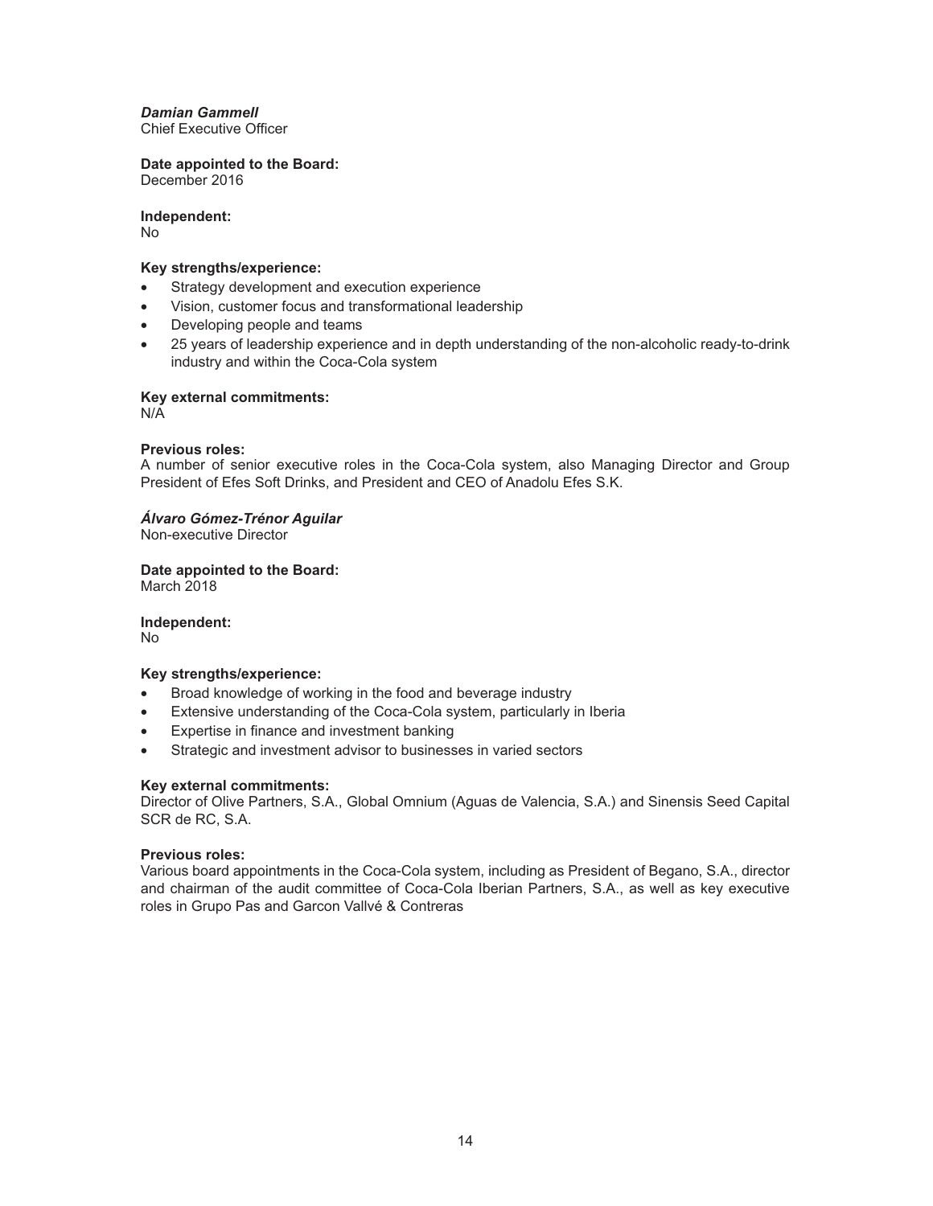***Damian Gammell***
Chief Executive Officer

**Date appointed to the Board:**
December 2016

**Independent:**
No

**Key strengths/experience:**

- Strategy development and execution experience
- Vision, customer focus and transformational leadership
- Developing people and teams
- 25 years of leadership experience and in depth understanding of the non-alcoholic ready-to-drink industry and within the Coca-Cola system

**Key external commitments:**
N/A

**Previous roles:**
A number of senior executive roles in the Coca-Cola system, also Managing Director and Group President of Efes Soft Drinks, and President and CEO of Anadolu Efes S.K.

***Álvaro Gómez-Trénor Aguilar***
Non-executive Director

**Date appointed to the Board:**
March 2018

**Independent:**
No

**Key strengths/experience:**

- Broad knowledge of working in the food and beverage industry
- Extensive understanding of the Coca-Cola system, particularly in Iberia
- Expertise in finance and investment banking
- Strategic and investment advisor to businesses in varied sectors

**Key external commitments:**
Director of Olive Partners, S.A., Global Omnium (Aguas de Valencia, S.A.) and Sinensis Seed Capital SCR de RC, S.A.

**Previous roles:**
Various board appointments in the Coca-Cola system, including as President of Begano, S.A., director and chairman of the audit committee of Coca-Cola Iberian Partners, S.A., as well as key executive roles in Grupo Pas and Garcon Vallvé & Contreras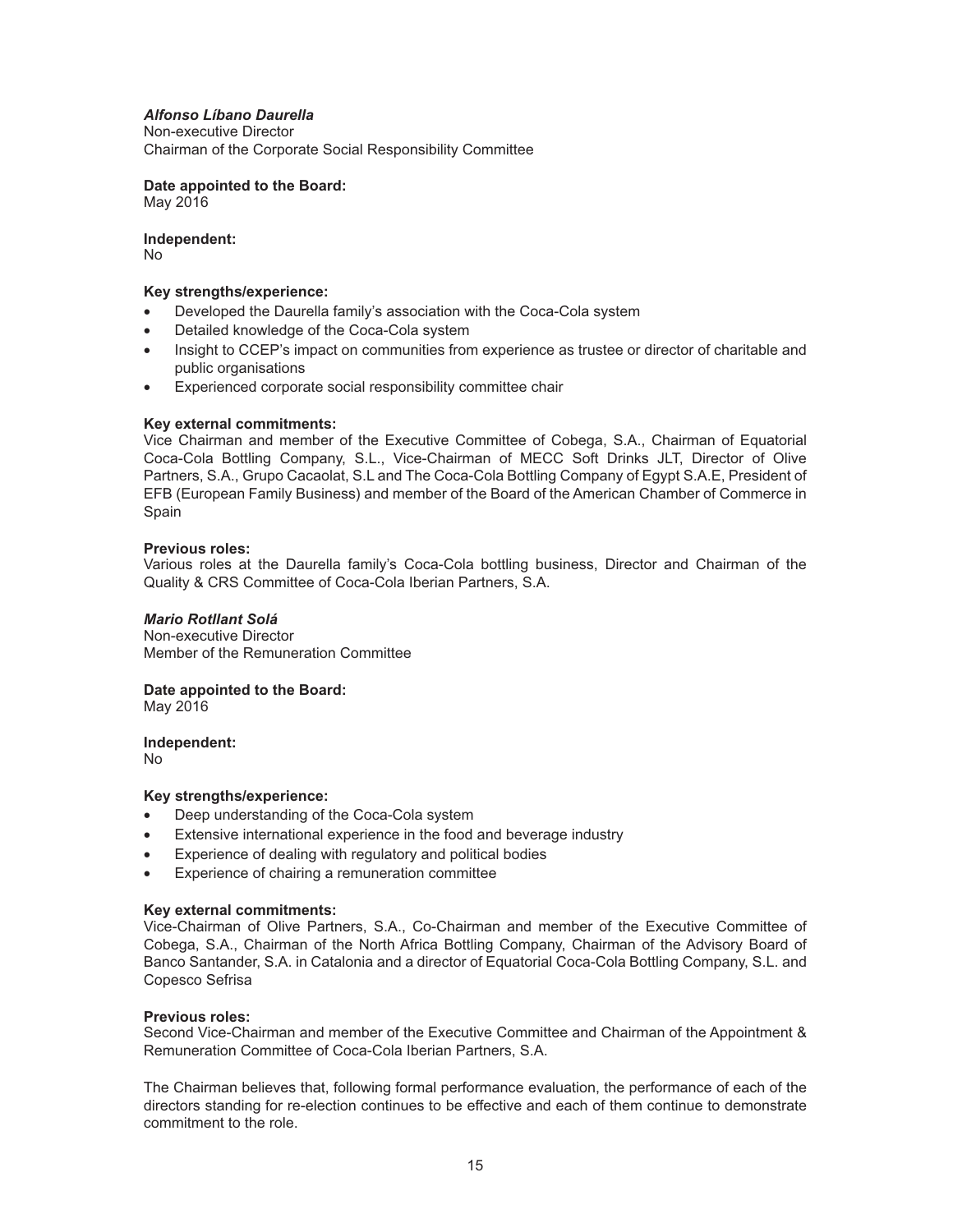***Alfonso Líbano Daurella***
Non-executive Director
Chairman of the Corporate Social Responsibility Committee

**Date appointed to the Board:**
May 2016

**Independent:**
No

**Key strengths/experience:**

- Developed the Daurella family's association with the Coca-Cola system
- Detailed knowledge of the Coca-Cola system
- Insight to CCEP's impact on communities from experience as trustee or director of charitable and public organisations
- Experienced corporate social responsibility committee chair

**Key external commitments:**
Vice Chairman and member of the Executive Committee of Cobega, S.A., Chairman of Equatorial Coca-Cola Bottling Company, S.L., Vice-Chairman of MECC Soft Drinks JLT, Director of Olive Partners, S.A., Grupo Cacaolat, S.L and The Coca-Cola Bottling Company of Egypt S.A.E, President of EFB (European Family Business) and member of the Board of the American Chamber of Commerce in Spain

**Previous roles:**
Various roles at the Daurella family's Coca-Cola bottling business, Director and Chairman of the Quality & CRS Committee of Coca-Cola Iberian Partners, S.A.

***Mario Rotllant Solá***
Non-executive Director
Member of the Remuneration Committee

**Date appointed to the Board:**
May 2016

**Independent:**
No

**Key strengths/experience:**

- Deep understanding of the Coca-Cola system
- Extensive international experience in the food and beverage industry
- Experience of dealing with regulatory and political bodies
- Experience of chairing a remuneration committee

**Key external commitments:**
Vice-Chairman of Olive Partners, S.A., Co-Chairman and member of the Executive Committee of Cobega, S.A., Chairman of the North Africa Bottling Company, Chairman of the Advisory Board of Banco Santander, S.A. in Catalonia and a director of Equatorial Coca-Cola Bottling Company, S.L. and Copesco Sefrisa

**Previous roles:**
Second Vice-Chairman and member of the Executive Committee and Chairman of the Appointment & Remuneration Committee of Coca-Cola Iberian Partners, S.A.

The Chairman believes that, following formal performance evaluation, the performance of each of the directors standing for re-election continues to be effective and each of them continue to demonstrate commitment to the role.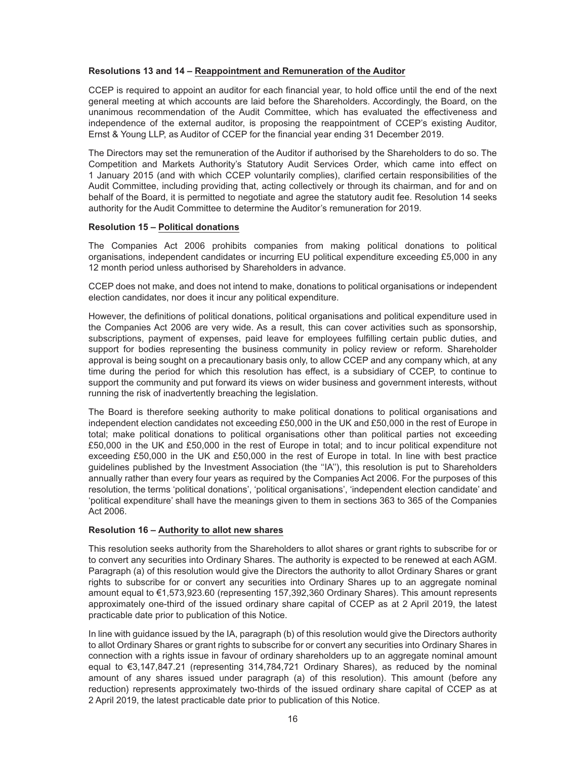**Resolutions 13 and 14 – Reappointment and Remuneration of the Auditor**

CCEP is required to appoint an auditor for each financial year, to hold office until the end of the next general meeting at which accounts are laid before the Shareholders. Accordingly, the Board, on the unanimous recommendation of the Audit Committee, which has evaluated the effectiveness and independence of the external auditor, is proposing the reappointment of CCEP's existing Auditor, Ernst & Young LLP, as Auditor of CCEP for the financial year ending 31 December 2019.

The Directors may set the remuneration of the Auditor if authorised by the Shareholders to do so. The Competition and Markets Authority's Statutory Audit Services Order, which came into effect on 1 January 2015 (and with which CCEP voluntarily complies), clarified certain responsibilities of the Audit Committee, including providing that, acting collectively or through its chairman, and for and on behalf of the Board, it is permitted to negotiate and agree the statutory audit fee. Resolution 14 seeks authority for the Audit Committee to determine the Auditor's remuneration for 2019.

**Resolution 15 – Political donations**

The Companies Act 2006 prohibits companies from making political donations to political organisations, independent candidates or incurring EU political expenditure exceeding £5,000 in any 12 month period unless authorised by Shareholders in advance.

CCEP does not make, and does not intend to make, donations to political organisations or independent election candidates, nor does it incur any political expenditure.

However, the definitions of political donations, political organisations and political expenditure used in the Companies Act 2006 are very wide. As a result, this can cover activities such as sponsorship, subscriptions, payment of expenses, paid leave for employees fulfilling certain public duties, and support for bodies representing the business community in policy review or reform. Shareholder approval is being sought on a precautionary basis only, to allow CCEP and any company which, at any time during the period for which this resolution has effect, is a subsidiary of CCEP, to continue to support the community and put forward its views on wider business and government interests, without running the risk of inadvertently breaching the legislation.

The Board is therefore seeking authority to make political donations to political organisations and independent election candidates not exceeding £50,000 in the UK and £50,000 in the rest of Europe in total; make political donations to political organisations other than political parties not exceeding £50,000 in the UK and £50,000 in the rest of Europe in total; and to incur political expenditure not exceeding £50,000 in the UK and £50,000 in the rest of Europe in total. In line with best practice guidelines published by the Investment Association (the ''IA''), this resolution is put to Shareholders annually rather than every four years as required by the Companies Act 2006. For the purposes of this resolution, the terms 'political donations', 'political organisations', 'independent election candidate' and 'political expenditure' shall have the meanings given to them in sections 363 to 365 of the Companies Act 2006.

**Resolution 16 – Authority to allot new shares**

This resolution seeks authority from the Shareholders to allot shares or grant rights to subscribe for or to convert any securities into Ordinary Shares. The authority is expected to be renewed at each AGM. Paragraph (a) of this resolution would give the Directors the authority to allot Ordinary Shares or grant rights to subscribe for or convert any securities into Ordinary Shares up to an aggregate nominal amount equal to €1,573,923.60 (representing 157,392,360 Ordinary Shares). This amount represents approximately one-third of the issued ordinary share capital of CCEP as at 2 April 2019, the latest practicable date prior to publication of this Notice.

In line with guidance issued by the IA, paragraph (b) of this resolution would give the Directors authority to allot Ordinary Shares or grant rights to subscribe for or convert any securities into Ordinary Shares in connection with a rights issue in favour of ordinary shareholders up to an aggregate nominal amount equal to €3,147,847.21 (representing 314,784,721 Ordinary Shares), as reduced by the nominal amount of any shares issued under paragraph (a) of this resolution). This amount (before any reduction) represents approximately two-thirds of the issued ordinary share capital of CCEP as at 2 April 2019, the latest practicable date prior to publication of this Notice.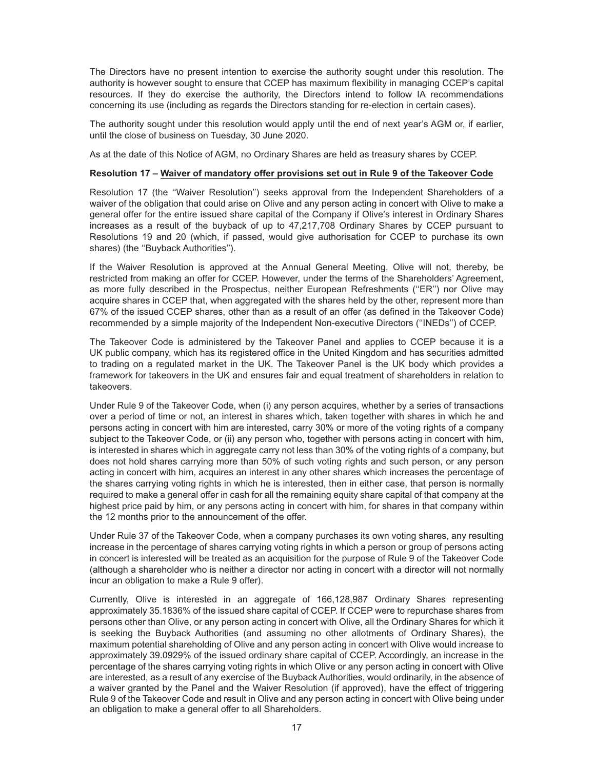The Directors have no present intention to exercise the authority sought under this resolution. The authority is however sought to ensure that CCEP has maximum flexibility in managing CCEP's capital resources. If they do exercise the authority, the Directors intend to follow IA recommendations concerning its use (including as regards the Directors standing for re-election in certain cases).

The authority sought under this resolution would apply until the end of next year's AGM or, if earlier, until the close of business on Tuesday, 30 June 2020.

As at the date of this Notice of AGM, no Ordinary Shares are held as treasury shares by CCEP.

**Resolution 17 – Waiver of mandatory offer provisions set out in Rule 9 of the Takeover Code**

Resolution 17 (the "Waiver Resolution") seeks approval from the Independent Shareholders of a waiver of the obligation that could arise on Olive and any person acting in concert with Olive to make a general offer for the entire issued share capital of the Company if Olive's interest in Ordinary Shares increases as a result of the buyback of up to 47,217,708 Ordinary Shares by CCEP pursuant to Resolutions 19 and 20 (which, if passed, would give authorisation for CCEP to purchase its own shares) (the "Buyback Authorities").

If the Waiver Resolution is approved at the Annual General Meeting, Olive will not, thereby, be restricted from making an offer for CCEP. However, under the terms of the Shareholders' Agreement, as more fully described in the Prospectus, neither European Refreshments ("ER") nor Olive may acquire shares in CCEP that, when aggregated with the shares held by the other, represent more than 67% of the issued CCEP shares, other than as a result of an offer (as defined in the Takeover Code) recommended by a simple majority of the Independent Non-executive Directors ("INEDs") of CCEP.

The Takeover Code is administered by the Takeover Panel and applies to CCEP because it is a UK public company, which has its registered office in the United Kingdom and has securities admitted to trading on a regulated market in the UK. The Takeover Panel is the UK body which provides a framework for takeovers in the UK and ensures fair and equal treatment of shareholders in relation to takeovers.

Under Rule 9 of the Takeover Code, when (i) any person acquires, whether by a series of transactions over a period of time or not, an interest in shares which, taken together with shares in which he and persons acting in concert with him are interested, carry 30% or more of the voting rights of a company subject to the Takeover Code, or (ii) any person who, together with persons acting in concert with him, is interested in shares which in aggregate carry not less than 30% of the voting rights of a company, but does not hold shares carrying more than 50% of such voting rights and such person, or any person acting in concert with him, acquires an interest in any other shares which increases the percentage of the shares carrying voting rights in which he is interested, then in either case, that person is normally required to make a general offer in cash for all the remaining equity share capital of that company at the highest price paid by him, or any persons acting in concert with him, for shares in that company within the 12 months prior to the announcement of the offer.

Under Rule 37 of the Takeover Code, when a company purchases its own voting shares, any resulting increase in the percentage of shares carrying voting rights in which a person or group of persons acting in concert is interested will be treated as an acquisition for the purpose of Rule 9 of the Takeover Code (although a shareholder who is neither a director nor acting in concert with a director will not normally incur an obligation to make a Rule 9 offer).

Currently, Olive is interested in an aggregate of 166,128,987 Ordinary Shares representing approximately 35.1836% of the issued share capital of CCEP. If CCEP were to repurchase shares from persons other than Olive, or any person acting in concert with Olive, all the Ordinary Shares for which it is seeking the Buyback Authorities (and assuming no other allotments of Ordinary Shares), the maximum potential shareholding of Olive and any person acting in concert with Olive would increase to approximately 39.0929% of the issued ordinary share capital of CCEP. Accordingly, an increase in the percentage of the shares carrying voting rights in which Olive or any person acting in concert with Olive are interested, as a result of any exercise of the Buyback Authorities, would ordinarily, in the absence of a waiver granted by the Panel and the Waiver Resolution (if approved), have the effect of triggering Rule 9 of the Takeover Code and result in Olive and any person acting in concert with Olive being under an obligation to make a general offer to all Shareholders.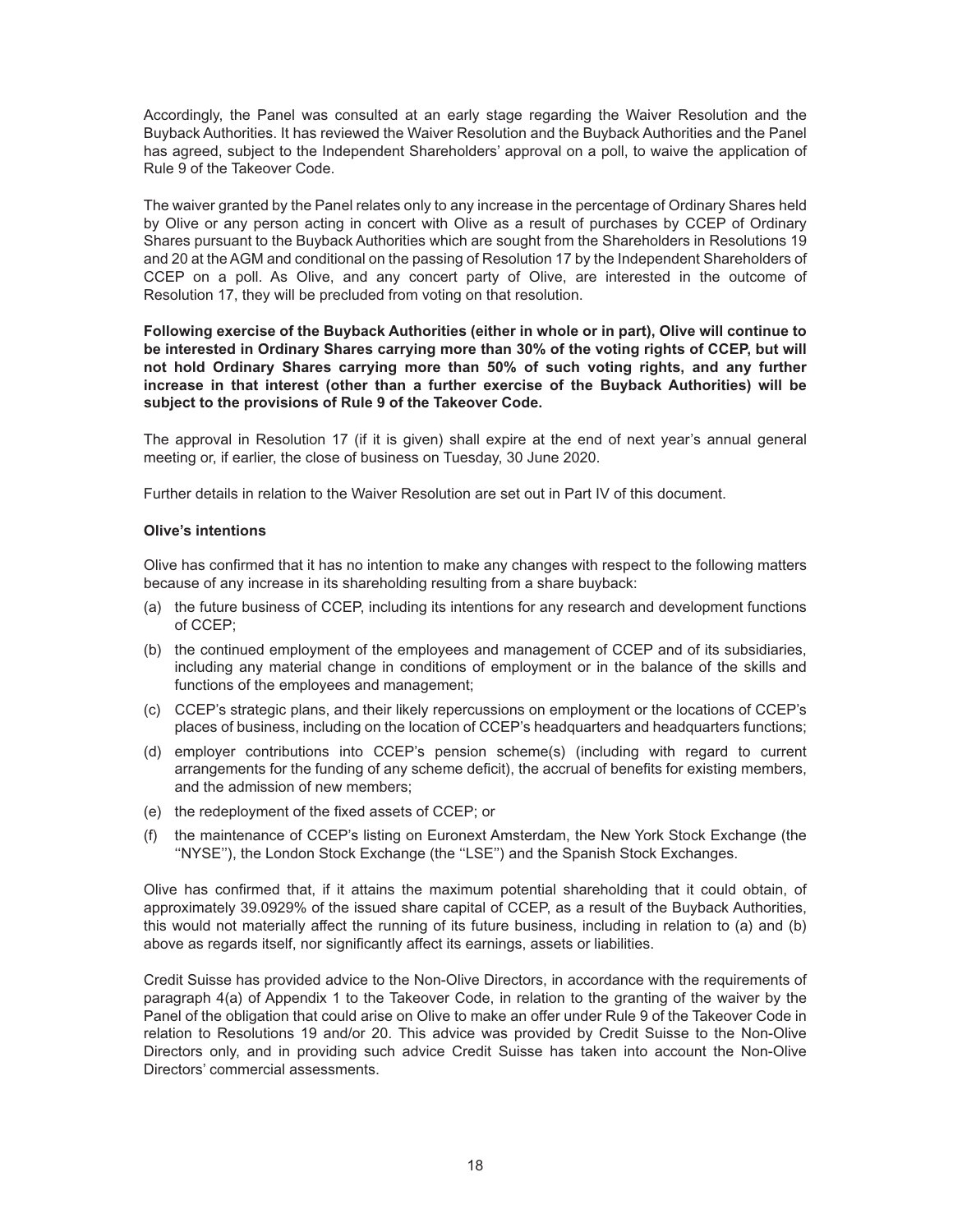Accordingly, the Panel was consulted at an early stage regarding the Waiver Resolution and the Buyback Authorities. It has reviewed the Waiver Resolution and the Buyback Authorities and the Panel has agreed, subject to the Independent Shareholders' approval on a poll, to waive the application of Rule 9 of the Takeover Code.

The waiver granted by the Panel relates only to any increase in the percentage of Ordinary Shares held by Olive or any person acting in concert with Olive as a result of purchases by CCEP of Ordinary Shares pursuant to the Buyback Authorities which are sought from the Shareholders in Resolutions 19 and 20 at the AGM and conditional on the passing of Resolution 17 by the Independent Shareholders of CCEP on a poll. As Olive, and any concert party of Olive, are interested in the outcome of Resolution 17, they will be precluded from voting on that resolution.

**Following exercise of the Buyback Authorities (either in whole or in part), Olive will continue to be interested in Ordinary Shares carrying more than 30% of the voting rights of CCEP, but will not hold Ordinary Shares carrying more than 50% of such voting rights, and any further increase in that interest (other than a further exercise of the Buyback Authorities) will be subject to the provisions of Rule 9 of the Takeover Code.**

The approval in Resolution 17 (if it is given) shall expire at the end of next year's annual general meeting or, if earlier, the close of business on Tuesday, 30 June 2020.

Further details in relation to the Waiver Resolution are set out in Part IV of this document.

**Olive's intentions**

Olive has confirmed that it has no intention to make any changes with respect to the following matters because of any increase in its shareholding resulting from a share buyback:

(a) the future business of CCEP, including its intentions for any research and development functions of CCEP;

(b) the continued employment of the employees and management of CCEP and of its subsidiaries, including any material change in conditions of employment or in the balance of the skills and functions of the employees and management;

(c) CCEP's strategic plans, and their likely repercussions on employment or the locations of CCEP's places of business, including on the location of CCEP's headquarters and headquarters functions;

(d) employer contributions into CCEP's pension scheme(s) (including with regard to current arrangements for the funding of any scheme deficit), the accrual of benefits for existing members, and the admission of new members;

(e) the redeployment of the fixed assets of CCEP; or

(f) the maintenance of CCEP's listing on Euronext Amsterdam, the New York Stock Exchange (the ''NYSE''), the London Stock Exchange (the ''LSE'') and the Spanish Stock Exchanges.

Olive has confirmed that, if it attains the maximum potential shareholding that it could obtain, of approximately 39.0929% of the issued share capital of CCEP, as a result of the Buyback Authorities, this would not materially affect the running of its future business, including in relation to (a) and (b) above as regards itself, nor significantly affect its earnings, assets or liabilities.

Credit Suisse has provided advice to the Non-Olive Directors, in accordance with the requirements of paragraph 4(a) of Appendix 1 to the Takeover Code, in relation to the granting of the waiver by the Panel of the obligation that could arise on Olive to make an offer under Rule 9 of the Takeover Code in relation to Resolutions 19 and/or 20. This advice was provided by Credit Suisse to the Non-Olive Directors only, and in providing such advice Credit Suisse has taken into account the Non-Olive Directors' commercial assessments.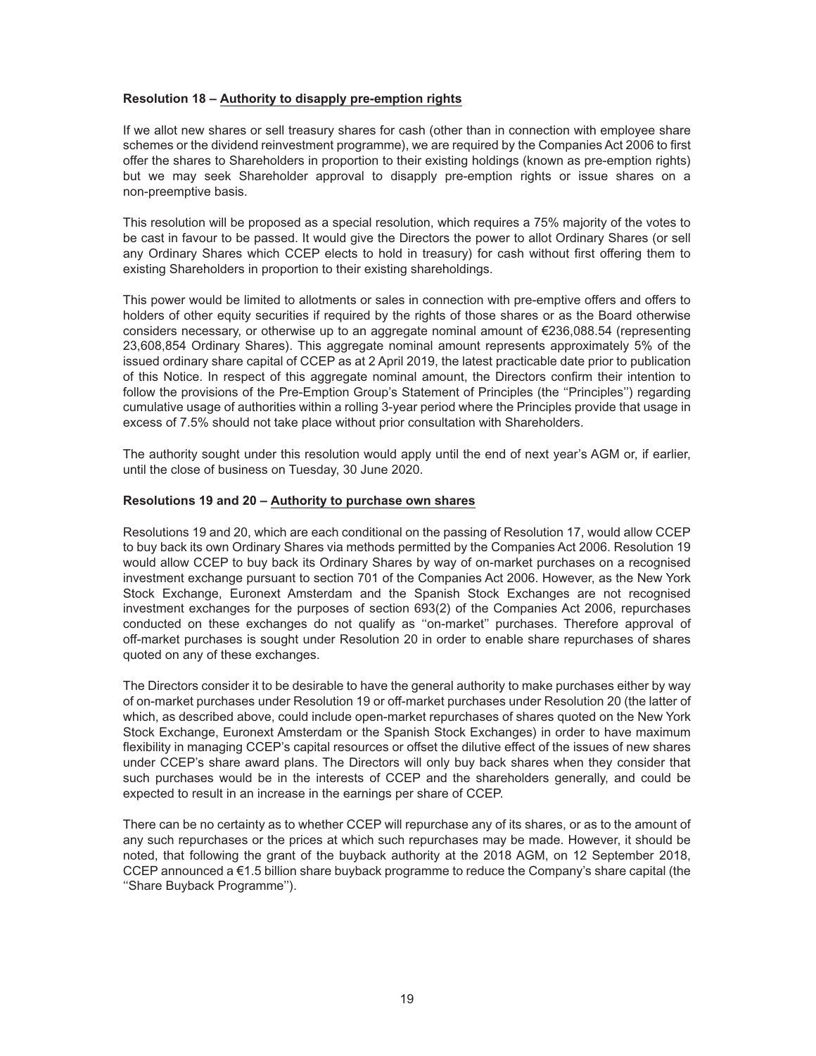**Resolution 18 – Authority to disapply pre-emption rights**

If we allot new shares or sell treasury shares for cash (other than in connection with employee share schemes or the dividend reinvestment programme), we are required by the Companies Act 2006 to first offer the shares to Shareholders in proportion to their existing holdings (known as pre-emption rights) but we may seek Shareholder approval to disapply pre-emption rights or issue shares on a non-preemptive basis.

This resolution will be proposed as a special resolution, which requires a 75% majority of the votes to be cast in favour to be passed. It would give the Directors the power to allot Ordinary Shares (or sell any Ordinary Shares which CCEP elects to hold in treasury) for cash without first offering them to existing Shareholders in proportion to their existing shareholdings.

This power would be limited to allotments or sales in connection with pre-emptive offers and offers to holders of other equity securities if required by the rights of those shares or as the Board otherwise considers necessary, or otherwise up to an aggregate nominal amount of €236,088.54 (representing 23,608,854 Ordinary Shares). This aggregate nominal amount represents approximately 5% of the issued ordinary share capital of CCEP as at 2 April 2019, the latest practicable date prior to publication of this Notice. In respect of this aggregate nominal amount, the Directors confirm their intention to follow the provisions of the Pre-Emption Group's Statement of Principles (the ''Principles'') regarding cumulative usage of authorities within a rolling 3-year period where the Principles provide that usage in excess of 7.5% should not take place without prior consultation with Shareholders.

The authority sought under this resolution would apply until the end of next year's AGM or, if earlier, until the close of business on Tuesday, 30 June 2020.

**Resolutions 19 and 20 – Authority to purchase own shares**

Resolutions 19 and 20, which are each conditional on the passing of Resolution 17, would allow CCEP to buy back its own Ordinary Shares via methods permitted by the Companies Act 2006. Resolution 19 would allow CCEP to buy back its Ordinary Shares by way of on-market purchases on a recognised investment exchange pursuant to section 701 of the Companies Act 2006. However, as the New York Stock Exchange, Euronext Amsterdam and the Spanish Stock Exchanges are not recognised investment exchanges for the purposes of section 693(2) of the Companies Act 2006, repurchases conducted on these exchanges do not qualify as ''on-market'' purchases. Therefore approval of off-market purchases is sought under Resolution 20 in order to enable share repurchases of shares quoted on any of these exchanges.

The Directors consider it to be desirable to have the general authority to make purchases either by way of on-market purchases under Resolution 19 or off-market purchases under Resolution 20 (the latter of which, as described above, could include open-market repurchases of shares quoted on the New York Stock Exchange, Euronext Amsterdam or the Spanish Stock Exchanges) in order to have maximum flexibility in managing CCEP's capital resources or offset the dilutive effect of the issues of new shares under CCEP's share award plans. The Directors will only buy back shares when they consider that such purchases would be in the interests of CCEP and the shareholders generally, and could be expected to result in an increase in the earnings per share of CCEP.

There can be no certainty as to whether CCEP will repurchase any of its shares, or as to the amount of any such repurchases or the prices at which such repurchases may be made. However, it should be noted, that following the grant of the buyback authority at the 2018 AGM, on 12 September 2018, CCEP announced a €1.5 billion share buyback programme to reduce the Company's share capital (the ''Share Buyback Programme'').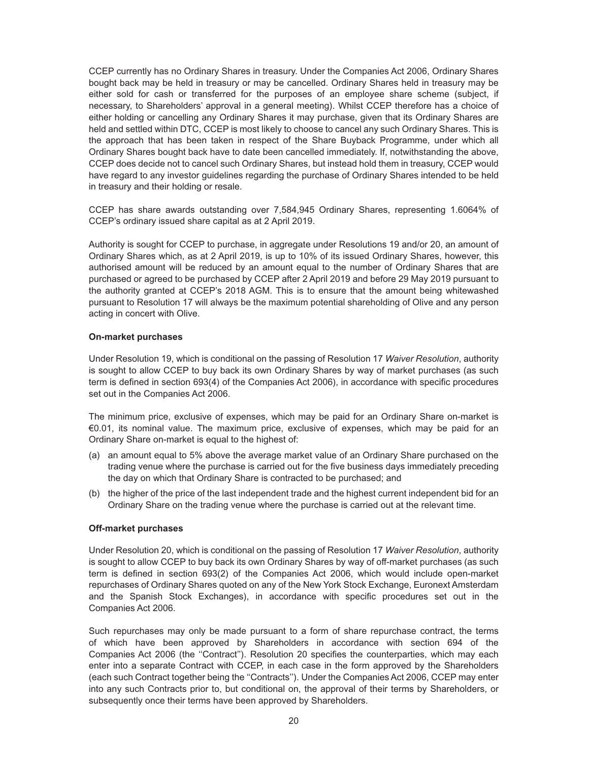CCEP currently has no Ordinary Shares in treasury. Under the Companies Act 2006, Ordinary Shares bought back may be held in treasury or may be cancelled. Ordinary Shares held in treasury may be either sold for cash or transferred for the purposes of an employee share scheme (subject, if necessary, to Shareholders' approval in a general meeting). Whilst CCEP therefore has a choice of either holding or cancelling any Ordinary Shares it may purchase, given that its Ordinary Shares are held and settled within DTC, CCEP is most likely to choose to cancel any such Ordinary Shares. This is the approach that has been taken in respect of the Share Buyback Programme, under which all Ordinary Shares bought back have to date been cancelled immediately. If, notwithstanding the above, CCEP does decide not to cancel such Ordinary Shares, but instead hold them in treasury, CCEP would have regard to any investor guidelines regarding the purchase of Ordinary Shares intended to be held in treasury and their holding or resale.

CCEP has share awards outstanding over 7,584,945 Ordinary Shares, representing 1.6064% of CCEP's ordinary issued share capital as at 2 April 2019.

Authority is sought for CCEP to purchase, in aggregate under Resolutions 19 and/or 20, an amount of Ordinary Shares which, as at 2 April 2019, is up to 10% of its issued Ordinary Shares, however, this authorised amount will be reduced by an amount equal to the number of Ordinary Shares that are purchased or agreed to be purchased by CCEP after 2 April 2019 and before 29 May 2019 pursuant to the authority granted at CCEP's 2018 AGM. This is to ensure that the amount being whitewashed pursuant to Resolution 17 will always be the maximum potential shareholding of Olive and any person acting in concert with Olive.

**On-market purchases**

Under Resolution 19, which is conditional on the passing of Resolution 17 *Waiver Resolution*, authority is sought to allow CCEP to buy back its own Ordinary Shares by way of market purchases (as such term is defined in section 693(4) of the Companies Act 2006), in accordance with specific procedures set out in the Companies Act 2006.

The minimum price, exclusive of expenses, which may be paid for an Ordinary Share on-market is €0.01, its nominal value. The maximum price, exclusive of expenses, which may be paid for an Ordinary Share on-market is equal to the highest of:

(a) an amount equal to 5% above the average market value of an Ordinary Share purchased on the trading venue where the purchase is carried out for the five business days immediately preceding the day on which that Ordinary Share is contracted to be purchased; and

(b) the higher of the price of the last independent trade and the highest current independent bid for an Ordinary Share on the trading venue where the purchase is carried out at the relevant time.

**Off-market purchases**

Under Resolution 20, which is conditional on the passing of Resolution 17 *Waiver Resolution*, authority is sought to allow CCEP to buy back its own Ordinary Shares by way of off-market purchases (as such term is defined in section 693(2) of the Companies Act 2006, which would include open-market repurchases of Ordinary Shares quoted on any of the New York Stock Exchange, Euronext Amsterdam and the Spanish Stock Exchanges), in accordance with specific procedures set out in the Companies Act 2006.

Such repurchases may only be made pursuant to a form of share repurchase contract, the terms of which have been approved by Shareholders in accordance with section 694 of the Companies Act 2006 (the ''Contract''). Resolution 20 specifies the counterparties, which may each enter into a separate Contract with CCEP, in each case in the form approved by the Shareholders (each such Contract together being the ''Contracts''). Under the Companies Act 2006, CCEP may enter into any such Contracts prior to, but conditional on, the approval of their terms by Shareholders, or subsequently once their terms have been approved by Shareholders.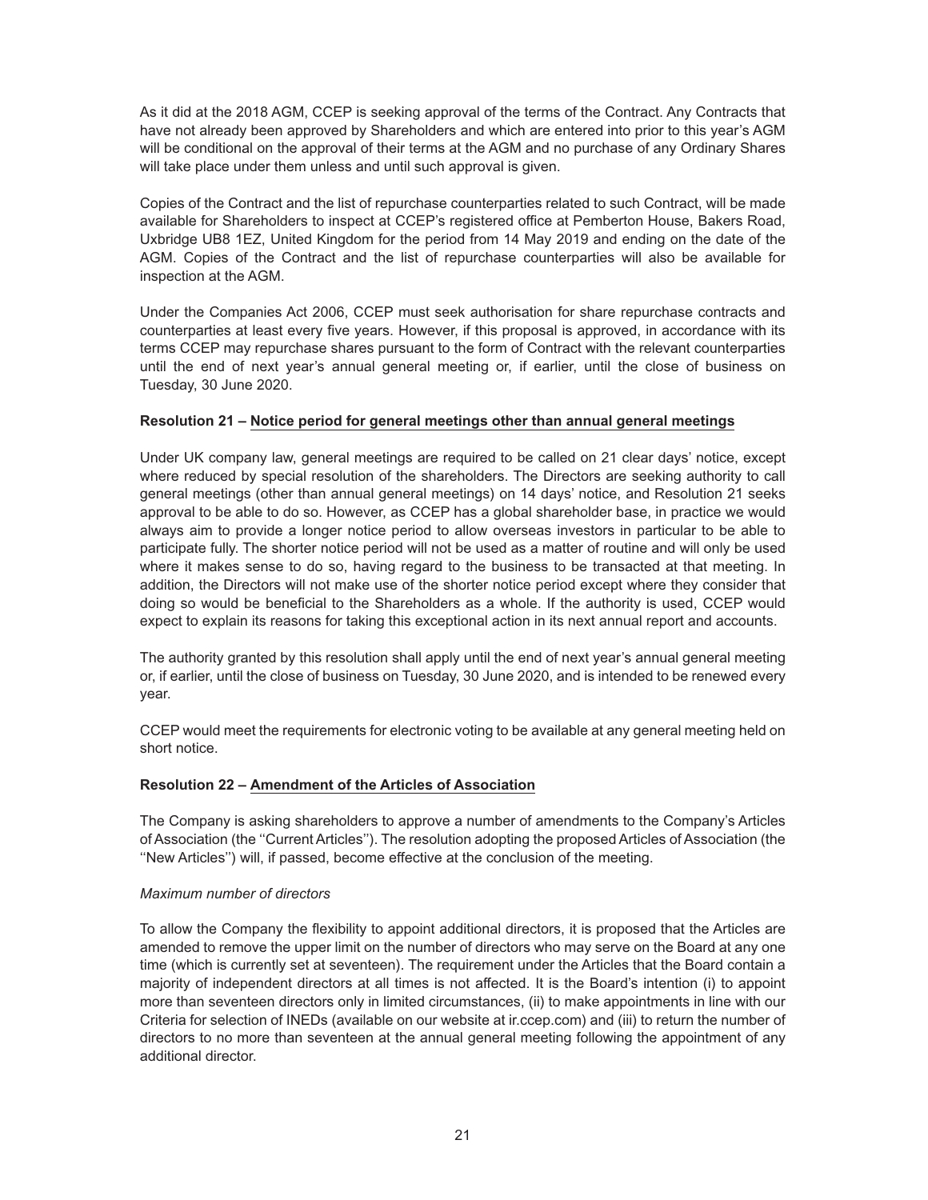As it did at the 2018 AGM, CCEP is seeking approval of the terms of the Contract. Any Contracts that have not already been approved by Shareholders and which are entered into prior to this year's AGM will be conditional on the approval of their terms at the AGM and no purchase of any Ordinary Shares will take place under them unless and until such approval is given.

Copies of the Contract and the list of repurchase counterparties related to such Contract, will be made available for Shareholders to inspect at CCEP's registered office at Pemberton House, Bakers Road, Uxbridge UB8 1EZ, United Kingdom for the period from 14 May 2019 and ending on the date of the AGM. Copies of the Contract and the list of repurchase counterparties will also be available for inspection at the AGM.

Under the Companies Act 2006, CCEP must seek authorisation for share repurchase contracts and counterparties at least every five years. However, if this proposal is approved, in accordance with its terms CCEP may repurchase shares pursuant to the form of Contract with the relevant counterparties until the end of next year's annual general meeting or, if earlier, until the close of business on Tuesday, 30 June 2020.

**Resolution 21 – Notice period for general meetings other than annual general meetings**

Under UK company law, general meetings are required to be called on 21 clear days' notice, except where reduced by special resolution of the shareholders. The Directors are seeking authority to call general meetings (other than annual general meetings) on 14 days' notice, and Resolution 21 seeks approval to be able to do so. However, as CCEP has a global shareholder base, in practice we would always aim to provide a longer notice period to allow overseas investors in particular to be able to participate fully. The shorter notice period will not be used as a matter of routine and will only be used where it makes sense to do so, having regard to the business to be transacted at that meeting. In addition, the Directors will not make use of the shorter notice period except where they consider that doing so would be beneficial to the Shareholders as a whole. If the authority is used, CCEP would expect to explain its reasons for taking this exceptional action in its next annual report and accounts.

The authority granted by this resolution shall apply until the end of next year's annual general meeting or, if earlier, until the close of business on Tuesday, 30 June 2020, and is intended to be renewed every year.

CCEP would meet the requirements for electronic voting to be available at any general meeting held on short notice.

**Resolution 22 – Amendment of the Articles of Association**

The Company is asking shareholders to approve a number of amendments to the Company's Articles of Association (the ''Current Articles''). The resolution adopting the proposed Articles of Association (the ''New Articles'') will, if passed, become effective at the conclusion of the meeting.

*Maximum number of directors*

To allow the Company the flexibility to appoint additional directors, it is proposed that the Articles are amended to remove the upper limit on the number of directors who may serve on the Board at any one time (which is currently set at seventeen). The requirement under the Articles that the Board contain a majority of independent directors at all times is not affected. It is the Board's intention (i) to appoint more than seventeen directors only in limited circumstances, (ii) to make appointments in line with our Criteria for selection of INEDs (available on our website at ir.ccep.com) and (iii) to return the number of directors to no more than seventeen at the annual general meeting following the appointment of any additional director.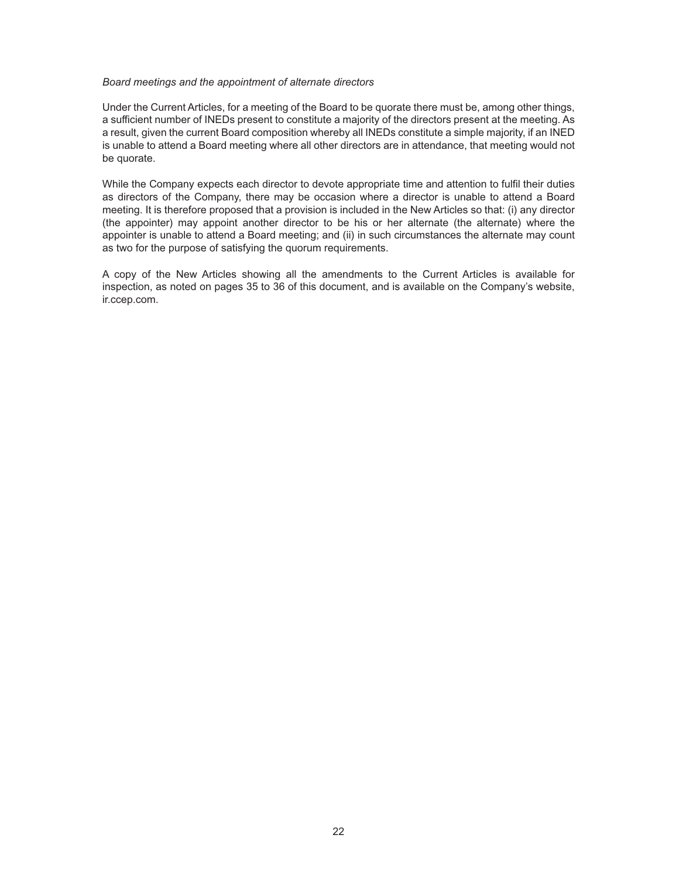*Board meetings and the appointment of alternate directors*

Under the Current Articles, for a meeting of the Board to be quorate there must be, among other things, a sufficient number of INEDs present to constitute a majority of the directors present at the meeting. As a result, given the current Board composition whereby all INEDs constitute a simple majority, if an INED is unable to attend a Board meeting where all other directors are in attendance, that meeting would not be quorate.

While the Company expects each director to devote appropriate time and attention to fulfil their duties as directors of the Company, there may be occasion where a director is unable to attend a Board meeting. It is therefore proposed that a provision is included in the New Articles so that: (i) any director (the appointer) may appoint another director to be his or her alternate (the alternate) where the appointer is unable to attend a Board meeting; and (ii) in such circumstances the alternate may count as two for the purpose of satisfying the quorum requirements.

A copy of the New Articles showing all the amendments to the Current Articles is available for inspection, as noted on pages 35 to 36 of this document, and is available on the Company's website, ir.ccep.com.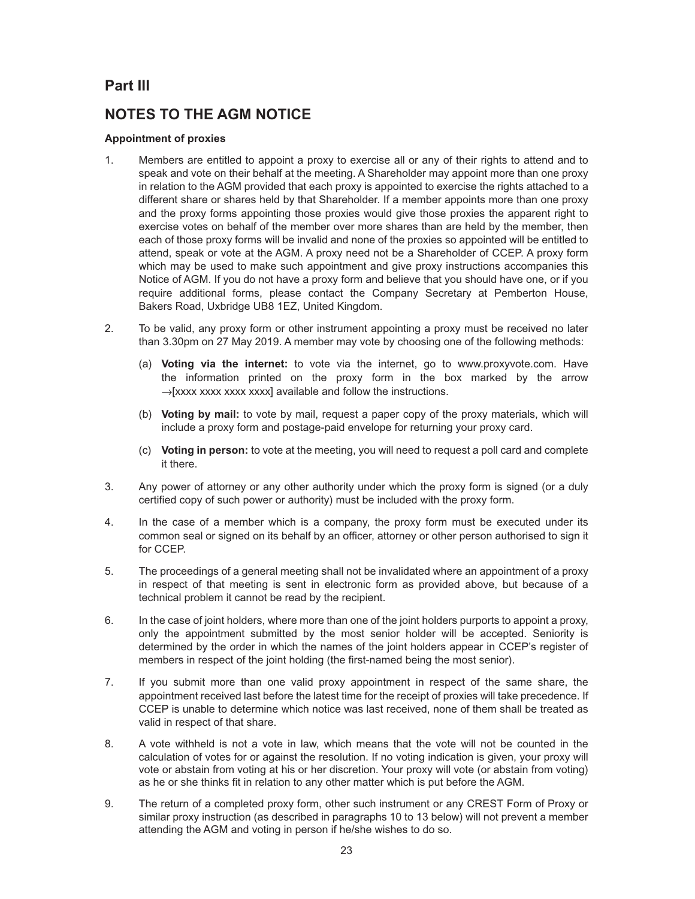# Part III

## NOTES TO THE AGM NOTICE

**Appointment of proxies**

1. Members are entitled to appoint a proxy to exercise all or any of their rights to attend and to speak and vote on their behalf at the meeting. A Shareholder may appoint more than one proxy in relation to the AGM provided that each proxy is appointed to exercise the rights attached to a different share or shares held by that Shareholder. If a member appoints more than one proxy and the proxy forms appointing those proxies would give those proxies the apparent right to exercise votes on behalf of the member over more shares than are held by the member, then each of those proxy forms will be invalid and none of the proxies so appointed will be entitled to attend, speak or vote at the AGM. A proxy need not be a Shareholder of CCEP. A proxy form which may be used to make such appointment and give proxy instructions accompanies this Notice of AGM. If you do not have a proxy form and believe that you should have one, or if you require additional forms, please contact the Company Secretary at Pemberton House, Bakers Road, Uxbridge UB8 1EZ, United Kingdom.

2. To be valid, any proxy form or other instrument appointing a proxy must be received no later than 3.30pm on 27 May 2019. A member may vote by choosing one of the following methods:

   (a) **Voting via the internet:** to vote via the internet, go to www.proxyvote.com. Have the information printed on the proxy form in the box marked by the arrow →[xxxx xxxx xxxx xxxx] available and follow the instructions.

   (b) **Voting by mail:** to vote by mail, request a paper copy of the proxy materials, which will include a proxy form and postage-paid envelope for returning your proxy card.

   (c) **Voting in person:** to vote at the meeting, you will need to request a poll card and complete it there.

3. Any power of attorney or any other authority under which the proxy form is signed (or a duly certified copy of such power or authority) must be included with the proxy form.

4. In the case of a member which is a company, the proxy form must be executed under its common seal or signed on its behalf by an officer, attorney or other person authorised to sign it for CCEP.

5. The proceedings of a general meeting shall not be invalidated where an appointment of a proxy in respect of that meeting is sent in electronic form as provided above, but because of a technical problem it cannot be read by the recipient.

6. In the case of joint holders, where more than one of the joint holders purports to appoint a proxy, only the appointment submitted by the most senior holder will be accepted. Seniority is determined by the order in which the names of the joint holders appear in CCEP's register of members in respect of the joint holding (the first-named being the most senior).

7. If you submit more than one valid proxy appointment in respect of the same share, the appointment received last before the latest time for the receipt of proxies will take precedence. If CCEP is unable to determine which notice was last received, none of them shall be treated as valid in respect of that share.

8. A vote withheld is not a vote in law, which means that the vote will not be counted in the calculation of votes for or against the resolution. If no voting indication is given, your proxy will vote or abstain from voting at his or her discretion. Your proxy will vote (or abstain from voting) as he or she thinks fit in relation to any other matter which is put before the AGM.

9. The return of a completed proxy form, other such instrument or any CREST Form of Proxy or similar proxy instruction (as described in paragraphs 10 to 13 below) will not prevent a member attending the AGM and voting in person if he/she wishes to do so.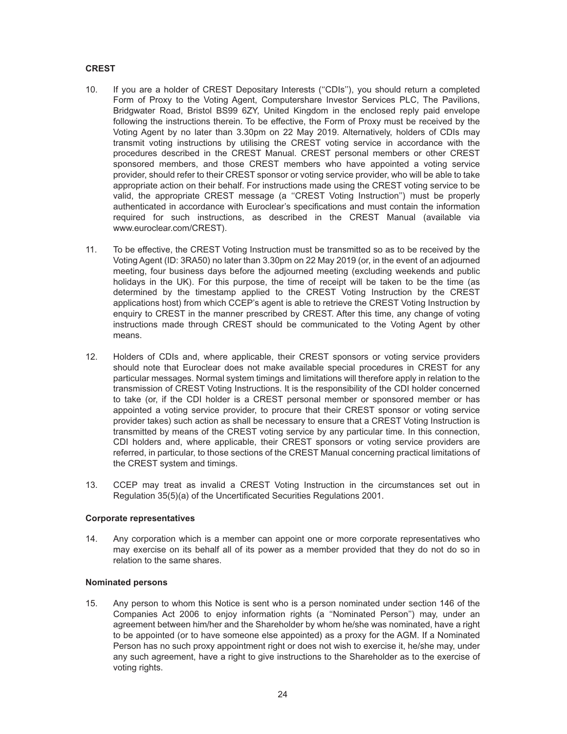**CREST**

10. If you are a holder of CREST Depositary Interests (''CDIs''), you should return a completed Form of Proxy to the Voting Agent, Computershare Investor Services PLC, The Pavilions, Bridgwater Road, Bristol BS99 6ZY, United Kingdom in the enclosed reply paid envelope following the instructions therein. To be effective, the Form of Proxy must be received by the Voting Agent by no later than 3.30pm on 22 May 2019. Alternatively, holders of CDIs may transmit voting instructions by utilising the CREST voting service in accordance with the procedures described in the CREST Manual. CREST personal members or other CREST sponsored members, and those CREST members who have appointed a voting service provider, should refer to their CREST sponsor or voting service provider, who will be able to take appropriate action on their behalf. For instructions made using the CREST voting service to be valid, the appropriate CREST message (a ''CREST Voting Instruction'') must be properly authenticated in accordance with Euroclear's specifications and must contain the information required for such instructions, as described in the CREST Manual (available via www.euroclear.com/CREST).

11. To be effective, the CREST Voting Instruction must be transmitted so as to be received by the Voting Agent (ID: 3RA50) no later than 3.30pm on 22 May 2019 (or, in the event of an adjourned meeting, four business days before the adjourned meeting (excluding weekends and public holidays in the UK). For this purpose, the time of receipt will be taken to be the time (as determined by the timestamp applied to the CREST Voting Instruction by the CREST applications host) from which CCEP's agent is able to retrieve the CREST Voting Instruction by enquiry to CREST in the manner prescribed by CREST. After this time, any change of voting instructions made through CREST should be communicated to the Voting Agent by other means.

12. Holders of CDIs and, where applicable, their CREST sponsors or voting service providers should note that Euroclear does not make available special procedures in CREST for any particular messages. Normal system timings and limitations will therefore apply in relation to the transmission of CREST Voting Instructions. It is the responsibility of the CDI holder concerned to take (or, if the CDI holder is a CREST personal member or sponsored member or has appointed a voting service provider, to procure that their CREST sponsor or voting service provider takes) such action as shall be necessary to ensure that a CREST Voting Instruction is transmitted by means of the CREST voting service by any particular time. In this connection, CDI holders and, where applicable, their CREST sponsors or voting service providers are referred, in particular, to those sections of the CREST Manual concerning practical limitations of the CREST system and timings.

13. CCEP may treat as invalid a CREST Voting Instruction in the circumstances set out in Regulation 35(5)(a) of the Uncertificated Securities Regulations 2001.

**Corporate representatives**

14. Any corporation which is a member can appoint one or more corporate representatives who may exercise on its behalf all of its power as a member provided that they do not do so in relation to the same shares.

**Nominated persons**

15. Any person to whom this Notice is sent who is a person nominated under section 146 of the Companies Act 2006 to enjoy information rights (a ''Nominated Person'') may, under an agreement between him/her and the Shareholder by whom he/she was nominated, have a right to be appointed (or to have someone else appointed) as a proxy for the AGM. If a Nominated Person has no such proxy appointment right or does not wish to exercise it, he/she may, under any such agreement, have a right to give instructions to the Shareholder as to the exercise of voting rights.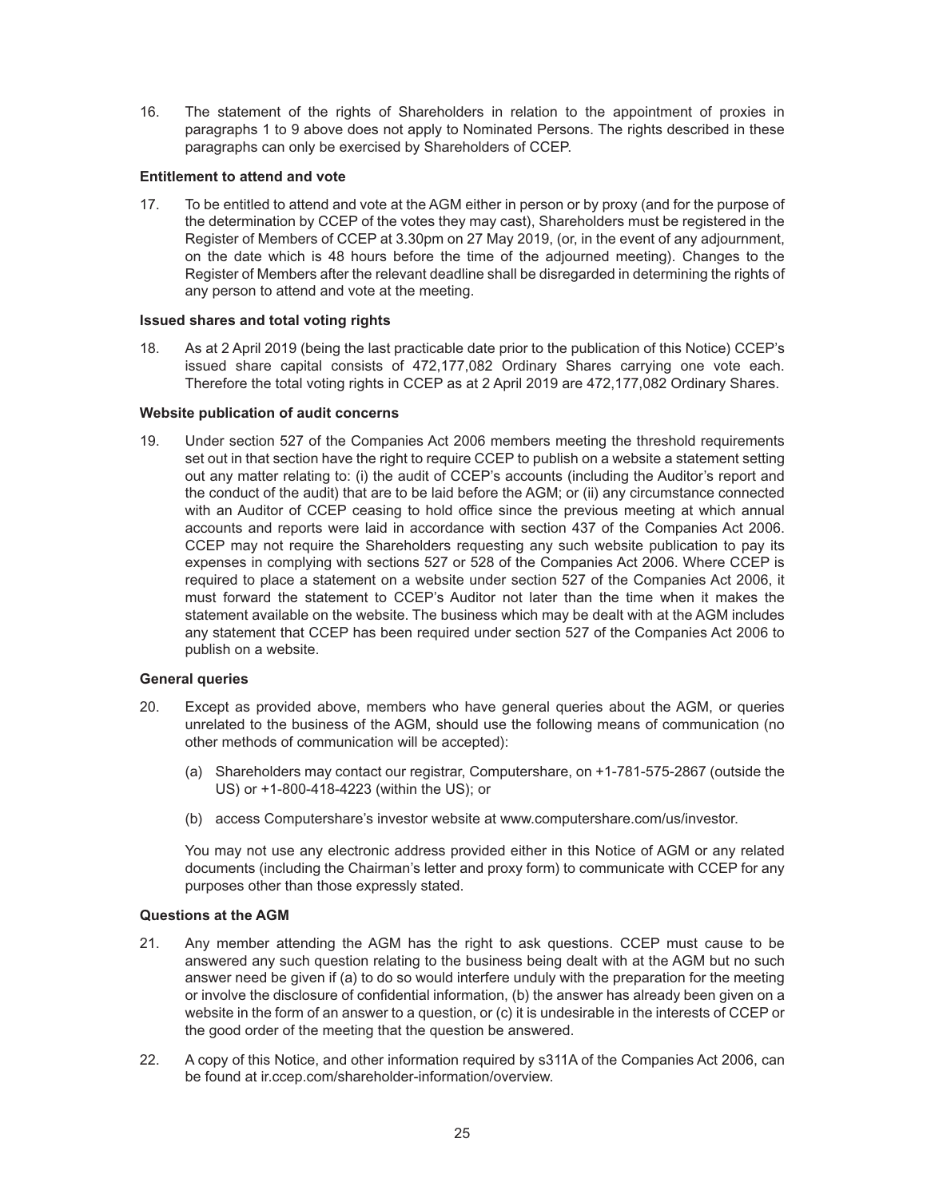16. The statement of the rights of Shareholders in relation to the appointment of proxies in paragraphs 1 to 9 above does not apply to Nominated Persons. The rights described in these paragraphs can only be exercised by Shareholders of CCEP.

**Entitlement to attend and vote**

17. To be entitled to attend and vote at the AGM either in person or by proxy (and for the purpose of the determination by CCEP of the votes they may cast), Shareholders must be registered in the Register of Members of CCEP at 3.30pm on 27 May 2019, (or, in the event of any adjournment, on the date which is 48 hours before the time of the adjourned meeting). Changes to the Register of Members after the relevant deadline shall be disregarded in determining the rights of any person to attend and vote at the meeting.

**Issued shares and total voting rights**

18. As at 2 April 2019 (being the last practicable date prior to the publication of this Notice) CCEP's issued share capital consists of 472,177,082 Ordinary Shares carrying one vote each. Therefore the total voting rights in CCEP as at 2 April 2019 are 472,177,082 Ordinary Shares.

**Website publication of audit concerns**

19. Under section 527 of the Companies Act 2006 members meeting the threshold requirements set out in that section have the right to require CCEP to publish on a website a statement setting out any matter relating to: (i) the audit of CCEP's accounts (including the Auditor's report and the conduct of the audit) that are to be laid before the AGM; or (ii) any circumstance connected with an Auditor of CCEP ceasing to hold office since the previous meeting at which annual accounts and reports were laid in accordance with section 437 of the Companies Act 2006. CCEP may not require the Shareholders requesting any such website publication to pay its expenses in complying with sections 527 or 528 of the Companies Act 2006. Where CCEP is required to place a statement on a website under section 527 of the Companies Act 2006, it must forward the statement to CCEP's Auditor not later than the time when it makes the statement available on the website. The business which may be dealt with at the AGM includes any statement that CCEP has been required under section 527 of the Companies Act 2006 to publish on a website.

**General queries**

20. Except as provided above, members who have general queries about the AGM, or queries unrelated to the business of the AGM, should use the following means of communication (no other methods of communication will be accepted):

    (a) Shareholders may contact our registrar, Computershare, on +1-781-575-2867 (outside the US) or +1-800-418-4223 (within the US); or

    (b) access Computershare's investor website at www.computershare.com/us/investor.

    You may not use any electronic address provided either in this Notice of AGM or any related documents (including the Chairman's letter and proxy form) to communicate with CCEP for any purposes other than those expressly stated.

**Questions at the AGM**

21. Any member attending the AGM has the right to ask questions. CCEP must cause to be answered any such question relating to the business being dealt with at the AGM but no such answer need be given if (a) to do so would interfere unduly with the preparation for the meeting or involve the disclosure of confidential information, (b) the answer has already been given on a website in the form of an answer to a question, or (c) it is undesirable in the interests of CCEP or the good order of the meeting that the question be answered.

22. A copy of this Notice, and other information required by s311A of the Companies Act 2006, can be found at ir.ccep.com/shareholder-information/overview.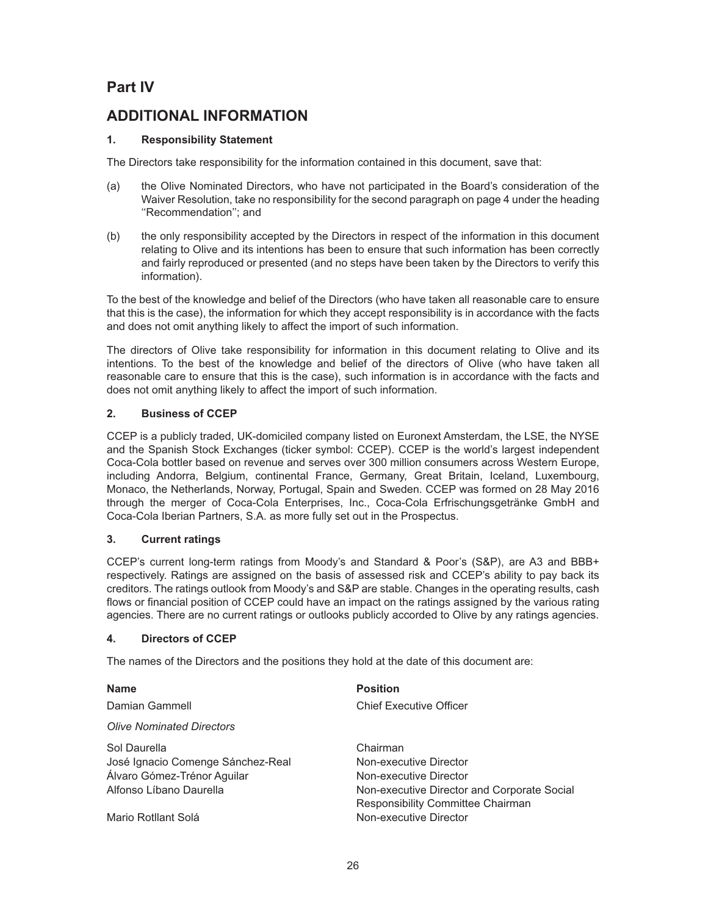# Part IV

## ADDITIONAL INFORMATION

### 1. Responsibility Statement

The Directors take responsibility for the information contained in this document, save that:

(a) the Olive Nominated Directors, who have not participated in the Board's consideration of the Waiver Resolution, take no responsibility for the second paragraph on page 4 under the heading ''Recommendation''; and

(b) the only responsibility accepted by the Directors in respect of the information in this document relating to Olive and its intentions has been to ensure that such information has been correctly and fairly reproduced or presented (and no steps have been taken by the Directors to verify this information).

To the best of the knowledge and belief of the Directors (who have taken all reasonable care to ensure that this is the case), the information for which they accept responsibility is in accordance with the facts and does not omit anything likely to affect the import of such information.

The directors of Olive take responsibility for information in this document relating to Olive and its intentions. To the best of the knowledge and belief of the directors of Olive (who have taken all reasonable care to ensure that this is the case), such information is in accordance with the facts and does not omit anything likely to affect the import of such information.

### 2. Business of CCEP

CCEP is a publicly traded, UK-domiciled company listed on Euronext Amsterdam, the LSE, the NYSE and the Spanish Stock Exchanges (ticker symbol: CCEP). CCEP is the world's largest independent Coca-Cola bottler based on revenue and serves over 300 million consumers across Western Europe, including Andorra, Belgium, continental France, Germany, Great Britain, Iceland, Luxembourg, Monaco, the Netherlands, Norway, Portugal, Spain and Sweden. CCEP was formed on 28 May 2016 through the merger of Coca-Cola Enterprises, Inc., Coca-Cola Erfrischungsgetränke GmbH and Coca-Cola Iberian Partners, S.A. as more fully set out in the Prospectus.

### 3. Current ratings

CCEP's current long-term ratings from Moody's and Standard & Poor's (S&P), are A3 and BBB+ respectively. Ratings are assigned on the basis of assessed risk and CCEP's ability to pay back its creditors. The ratings outlook from Moody's and S&P are stable. Changes in the operating results, cash flows or financial position of CCEP could have an impact on the ratings assigned by the various rating agencies. There are no current ratings or outlooks publicly accorded to Olive by any ratings agencies.

### 4. Directors of CCEP

The names of the Directors and the positions they hold at the date of this document are:

| **Name** | **Position** |
|---|---|
| Damian Gammell | Chief Executive Officer |
| *Olive Nominated Directors* | |
| Sol Daurella | Chairman |
| José Ignacio Comenge Sánchez-Real | Non-executive Director |
| Álvaro Gómez-Trénor Aguilar | Non-executive Director |
| Alfonso Líbano Daurella | Non-executive Director and Corporate Social Responsibility Committee Chairman |
| Mario Rotllant Solá | Non-executive Director |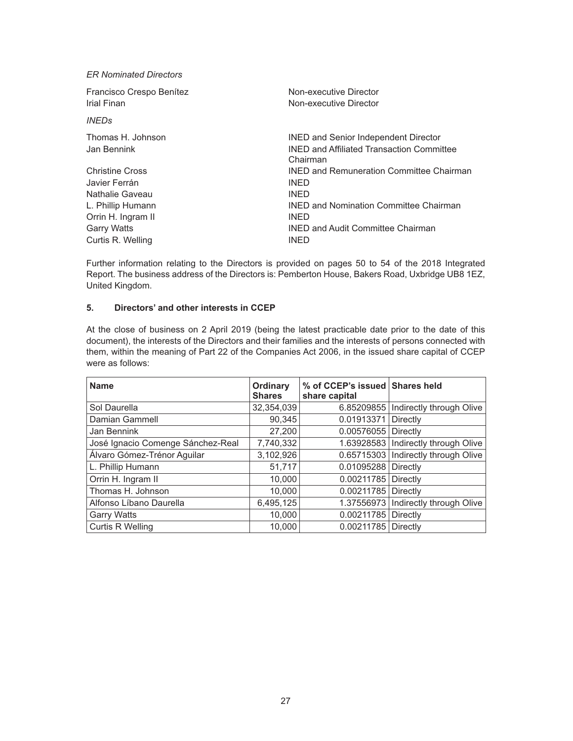*ER Nominated Directors*

| | |
|---|---|
| Francisco Crespo Benítez | Non-executive Director |
| Irial Finan | Non-executive Director |

*INEDs*

| | |
|---|---|
| Thomas H. Johnson | INED and Senior Independent Director |
| Jan Bennink | INED and Affiliated Transaction Committee Chairman |
| Christine Cross | INED and Remuneration Committee Chairman |
| Javier Ferrán | INED |
| Nathalie Gaveau | INED |
| L. Phillip Humann | INED and Nomination Committee Chairman |
| Orrin H. Ingram II | INED |
| Garry Watts | INED and Audit Committee Chairman |
| Curtis R. Welling | INED |

Further information relating to the Directors is provided on pages 50 to 54 of the 2018 Integrated Report. The business address of the Directors is: Pemberton House, Bakers Road, Uxbridge UB8 1EZ, United Kingdom.

## 5. Directors' and other interests in CCEP

At the close of business on 2 April 2019 (being the latest practicable date prior to the date of this document), the interests of the Directors and their families and the interests of persons connected with them, within the meaning of Part 22 of the Companies Act 2006, in the issued share capital of CCEP were as follows:

| Name | Ordinary Shares | % of CCEP's issued share capital | Shares held |
|---|---|---|---|
| Sol Daurella | 32,354,039 | 6.85209855 | Indirectly through Olive |
| Damian Gammell | 90,345 | 0.01913371 | Directly |
| Jan Bennink | 27,200 | 0.00576055 | Directly |
| José Ignacio Comenge Sánchez-Real | 7,740,332 | 1.63928583 | Indirectly through Olive |
| Álvaro Gómez-Trénor Aguilar | 3,102,926 | 0.65715303 | Indirectly through Olive |
| L. Phillip Humann | 51,717 | 0.01095288 | Directly |
| Orrin H. Ingram II | 10,000 | 0.00211785 | Directly |
| Thomas H. Johnson | 10,000 | 0.00211785 | Directly |
| Alfonso Líbano Daurella | 6,495,125 | 1.37556973 | Indirectly through Olive |
| Garry Watts | 10,000 | 0.00211785 | Directly |
| Curtis R Welling | 10,000 | 0.00211785 | Directly |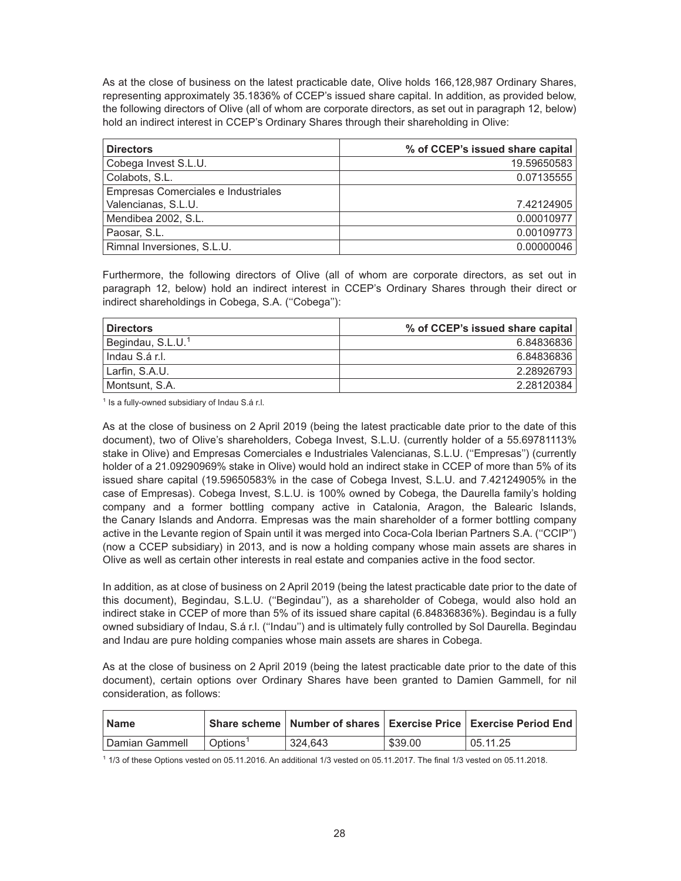As at the close of business on the latest practicable date, Olive holds 166,128,987 Ordinary Shares, representing approximately 35.1836% of CCEP's issued share capital. In addition, as provided below, the following directors of Olive (all of whom are corporate directors, as set out in paragraph 12, below) hold an indirect interest in CCEP's Ordinary Shares through their shareholding in Olive:

| Directors | % of CCEP's issued share capital |
|---|---:|
| Cobega Invest S.L.U. | 19.59650583 |
| Colabots, S.L. | 0.07135555 |
| Empresas Comerciales e Industriales Valencianas, S.L.U. | 7.42124905 |
| Mendibea 2002, S.L. | 0.00010977 |
| Paosar, S.L. | 0.00109773 |
| Rimnal Inversiones, S.L.U. | 0.00000046 |

Furthermore, the following directors of Olive (all of whom are corporate directors, as set out in paragraph 12, below) hold an indirect interest in CCEP's Ordinary Shares through their direct or indirect shareholdings in Cobega, S.A. ("Cobega"):

| Directors | % of CCEP's issued share capital |
|---|---:|
| Begindau, S.L.U.[1] | 6.84836836 |
| Indau S.á r.l. | 6.84836836 |
| Larfin, S.A.U. | 2.28926793 |
| Montsunt, S.A. | 2.28120384 |

[1] Is a fully-owned subsidiary of Indau S.á r.l.

As at the close of business on 2 April 2019 (being the latest practicable date prior to the date of this document), two of Olive's shareholders, Cobega Invest, S.L.U. (currently holder of a 55.69781113% stake in Olive) and Empresas Comerciales e Industriales Valencianas, S.L.U. ("Empresas") (currently holder of a 21.09290969% stake in Olive) would hold an indirect stake in CCEP of more than 5% of its issued share capital (19.59650583% in the case of Cobega Invest, S.L.U. and 7.42124905% in the case of Empresas). Cobega Invest, S.L.U. is 100% owned by Cobega, the Daurella family's holding company and a former bottling company active in Catalonia, Aragon, the Balearic Islands, the Canary Islands and Andorra. Empresas was the main shareholder of a former bottling company active in the Levante region of Spain until it was merged into Coca-Cola Iberian Partners S.A. ("CCIP") (now a CCEP subsidiary) in 2013, and is now a holding company whose main assets are shares in Olive as well as certain other interests in real estate and companies active in the food sector.

In addition, as at close of business on 2 April 2019 (being the latest practicable date prior to the date of this document), Begindau, S.L.U. ("Begindau"), as a shareholder of Cobega, would also hold an indirect stake in CCEP of more than 5% of its issued share capital (6.84836836%). Begindau is a fully owned subsidiary of Indau, S.á r.l. ("Indau") and is ultimately fully controlled by Sol Daurella. Begindau and Indau are pure holding companies whose main assets are shares in Cobega.

As at the close of business on 2 April 2019 (being the latest practicable date prior to the date of this document), certain options over Ordinary Shares have been granted to Damien Gammell, for nil consideration, as follows:

| Name | Share scheme | Number of shares | Exercise Price | Exercise Period End |
|---|---|---|---|---|
| Damien Gammell | Options[1] | 324,643 | $39.00 | 05.11.25 |

[1] 1/3 of these Options vested on 05.11.2016. An additional 1/3 vested on 05.11.2017. The final 1/3 vested on 05.11.2018.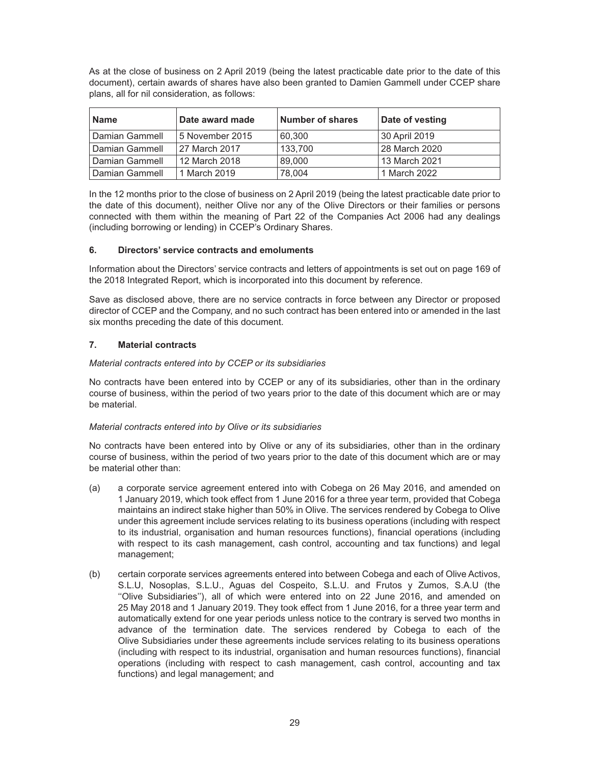As at the close of business on 2 April 2019 (being the latest practicable date prior to the date of this document), certain awards of shares have also been granted to Damien Gammell under CCEP share plans, all for nil consideration, as follows:

| Name | Date award made | Number of shares | Date of vesting |
|---|---|---|---|
| Damian Gammell | 5 November 2015 | 60,300 | 30 April 2019 |
| Damian Gammell | 27 March 2017 | 133,700 | 28 March 2020 |
| Damian Gammell | 12 March 2018 | 89,000 | 13 March 2021 |
| Damian Gammell | 1 March 2019 | 78,004 | 1 March 2022 |

In the 12 months prior to the close of business on 2 April 2019 (being the latest practicable date prior to the date of this document), neither Olive nor any of the Olive Directors or their families or persons connected with them within the meaning of Part 22 of the Companies Act 2006 had any dealings (including borrowing or lending) in CCEP's Ordinary Shares.

### 6. Directors' service contracts and emoluments

Information about the Directors' service contracts and letters of appointments is set out on page 169 of the 2018 Integrated Report, which is incorporated into this document by reference.

Save as disclosed above, there are no service contracts in force between any Director or proposed director of CCEP and the Company, and no such contract has been entered into or amended in the last six months preceding the date of this document.

### 7. Material contracts

*Material contracts entered into by CCEP or its subsidiaries*

No contracts have been entered into by CCEP or any of its subsidiaries, other than in the ordinary course of business, within the period of two years prior to the date of this document which are or may be material.

*Material contracts entered into by Olive or its subsidiaries*

No contracts have been entered into by Olive or any of its subsidiaries, other than in the ordinary course of business, within the period of two years prior to the date of this document which are or may be material other than:

(a) a corporate service agreement entered into with Cobega on 26 May 2016, and amended on 1 January 2019, which took effect from 1 June 2016 for a three year term, provided that Cobega maintains an indirect stake higher than 50% in Olive. The services rendered by Cobega to Olive under this agreement include services relating to its business operations (including with respect to its industrial, organisation and human resources functions), financial operations (including with respect to its cash management, cash control, accounting and tax functions) and legal management;

(b) certain corporate services agreements entered into between Cobega and each of Olive Activos, S.L.U, Nosoplas, S.L.U., Aguas del Cospeito, S.L.U. and Frutos y Zumos, S.A.U (the ''Olive Subsidiaries''), all of which were entered into on 22 June 2016, and amended on 25 May 2018 and 1 January 2019. They took effect from 1 June 2016, for a three year term and automatically extend for one year periods unless notice to the contrary is served two months in advance of the termination date. The services rendered by Cobega to each of the Olive Subsidiaries under these agreements include services relating to its business operations (including with respect to its industrial, organisation and human resources functions), financial operations (including with respect to cash management, cash control, accounting and tax functions) and legal management; and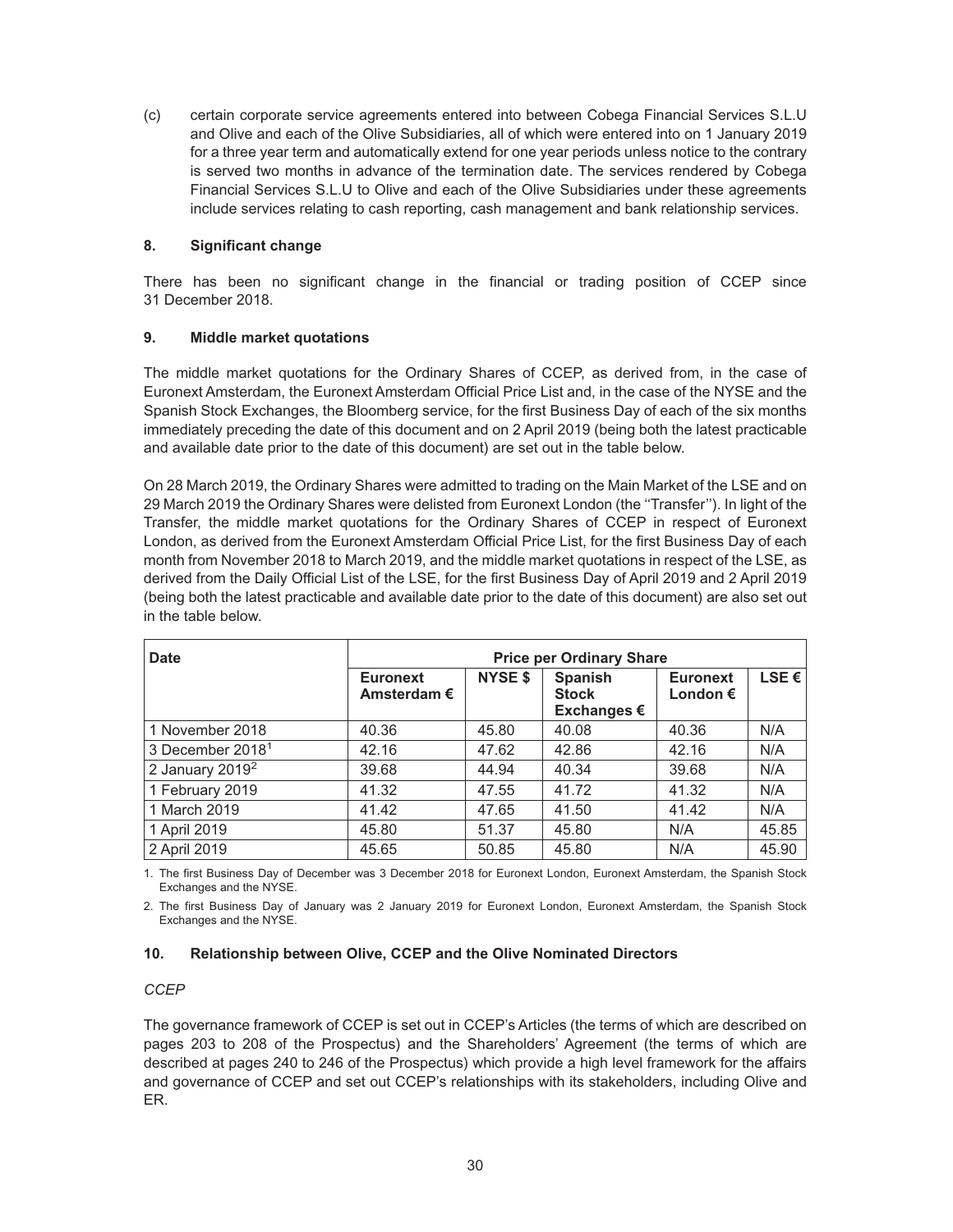(c) certain corporate service agreements entered into between Cobega Financial Services S.L.U and Olive and each of the Olive Subsidiaries, all of which were entered into on 1 January 2019 for a three year term and automatically extend for one year periods unless notice to the contrary is served two months in advance of the termination date. The services rendered by Cobega Financial Services S.L.U to Olive and each of the Olive Subsidiaries under these agreements include services relating to cash reporting, cash management and bank relationship services.

## 8. Significant change

There has been no significant change in the financial or trading position of CCEP since 31 December 2018.

## 9. Middle market quotations

The middle market quotations for the Ordinary Shares of CCEP, as derived from, in the case of Euronext Amsterdam, the Euronext Amsterdam Official Price List and, in the case of the NYSE and the Spanish Stock Exchanges, the Bloomberg service, for the first Business Day of each of the six months immediately preceding the date of this document and on 2 April 2019 (being both the latest practicable and available date prior to the date of this document) are set out in the table below.

On 28 March 2019, the Ordinary Shares were admitted to trading on the Main Market of the LSE and on 29 March 2019 the Ordinary Shares were delisted from Euronext London (the ''Transfer''). In light of the Transfer, the middle market quotations for the Ordinary Shares of CCEP in respect of Euronext London, as derived from the Euronext Amsterdam Official Price List, for the first Business Day of each month from November 2018 to March 2019, and the middle market quotations in respect of the LSE, as derived from the Daily Official List of the LSE, for the first Business Day of April 2019 and 2 April 2019 (being both the latest practicable and available date prior to the date of this document) are also set out in the table below.

| Date | Price per Ordinary Share | | | | |
|---|---|---|---|---|---|
| | Euronext Amsterdam € | NYSE $ | Spanish Stock Exchanges € | Euronext London € | LSE € |
| 1 November 2018 | 40.36 | 45.80 | 40.08 | 40.36 | N/A |
| 3 December 2018[1] | 42.16 | 47.62 | 42.86 | 42.16 | N/A |
| 2 January 2019[2] | 39.68 | 44.94 | 40.34 | 39.68 | N/A |
| 1 February 2019 | 41.32 | 47.55 | 41.72 | 41.32 | N/A |
| 1 March 2019 | 41.42 | 47.65 | 41.50 | 41.42 | N/A |
| 1 April 2019 | 45.80 | 51.37 | 45.80 | N/A | 45.85 |
| 2 April 2019 | 45.65 | 50.85 | 45.80 | N/A | 45.90 |

1. The first Business Day of December was 3 December 2018 for Euronext London, Euronext Amsterdam, the Spanish Stock Exchanges and the NYSE.

2. The first Business Day of January was 2 January 2019 for Euronext London, Euronext Amsterdam, the Spanish Stock Exchanges and the NYSE.

## 10. Relationship between Olive, CCEP and the Olive Nominated Directors

*CCEP*

The governance framework of CCEP is set out in CCEP's Articles (the terms of which are described on pages 203 to 208 of the Prospectus) and the Shareholders' Agreement (the terms of which are described at pages 240 to 246 of the Prospectus) which provide a high level framework for the affairs and governance of CCEP and set out CCEP's relationships with its stakeholders, including Olive and ER.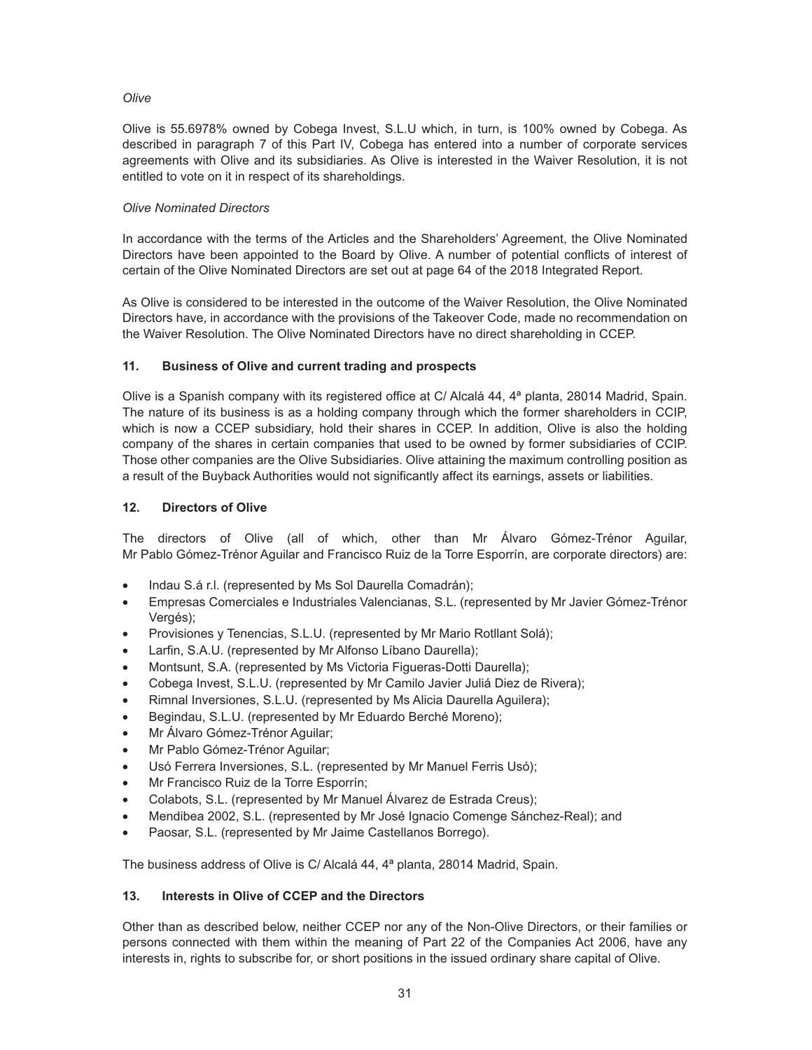*Olive*

Olive is 55.6978% owned by Cobega Invest, S.L.U which, in turn, is 100% owned by Cobega. As described in paragraph 7 of this Part IV, Cobega has entered into a number of corporate services agreements with Olive and its subsidiaries. As Olive is interested in the Waiver Resolution, it is not entitled to vote on it in respect of its shareholdings.

*Olive Nominated Directors*

In accordance with the terms of the Articles and the Shareholders' Agreement, the Olive Nominated Directors have been appointed to the Board by Olive. A number of potential conflicts of interest of certain of the Olive Nominated Directors are set out at page 64 of the 2018 Integrated Report.

As Olive is considered to be interested in the outcome of the Waiver Resolution, the Olive Nominated Directors have, in accordance with the provisions of the Takeover Code, made no recommendation on the Waiver Resolution. The Olive Nominated Directors have no direct shareholding in CCEP.

## 11. Business of Olive and current trading and prospects

Olive is a Spanish company with its registered office at C/ Alcalá 44, 4ª planta, 28014 Madrid, Spain. The nature of its business is as a holding company through which the former shareholders in CCIP, which is now a CCEP subsidiary, hold their shares in CCEP. In addition, Olive is also the holding company of the shares in certain companies that used to be owned by former subsidiaries of CCIP. Those other companies are the Olive Subsidiaries. Olive attaining the maximum controlling position as a result of the Buyback Authorities would not significantly affect its earnings, assets or liabilities.

## 12. Directors of Olive

The directors of Olive (all of which, other than Mr Álvaro Gómez-Trénor Aguilar, Mr Pablo Gómez-Trénor Aguilar and Francisco Ruiz de la Torre Esporrín, are corporate directors) are:

- Indau S.á r.l. (represented by Ms Sol Daurella Comadrán);
- Empresas Comerciales e Industriales Valencianas, S.L. (represented by Mr Javier Gómez-Trénor Vergés);
- Provisiones y Tenencias, S.L.U. (represented by Mr Mario Rotllant Solá);
- Larfin, S.A.U. (represented by Mr Alfonso Líbano Daurella);
- Montsunt, S.A. (represented by Ms Victoria Figueras-Dotti Daurella);
- Cobega Invest, S.L.U. (represented by Mr Camilo Javier Juliá Diez de Rivera);
- Rimnal Inversiones, S.L.U. (represented by Ms Alicia Daurella Aguilera);
- Begindau, S.L.U. (represented by Mr Eduardo Berché Moreno);
- Mr Álvaro Gómez-Trénor Aguilar;
- Mr Pablo Gómez-Trénor Aguilar;
- Usó Ferrera Inversiones, S.L. (represented by Mr Manuel Ferris Usó);
- Mr Francisco Ruiz de la Torre Esporrín;
- Colabots, S.L. (represented by Mr Manuel Álvarez de Estrada Creus);
- Mendibea 2002, S.L. (represented by Mr José Ignacio Comenge Sánchez-Real); and
- Paosar, S.L. (represented by Mr Jaime Castellanos Borrego).

The business address of Olive is C/ Alcalá 44, 4ª planta, 28014 Madrid, Spain.

## 13. Interests in Olive of CCEP and the Directors

Other than as described below, neither CCEP nor any of the Non-Olive Directors, or their families or persons connected with them within the meaning of Part 22 of the Companies Act 2006, have any interests in, rights to subscribe for, or short positions in the issued ordinary share capital of Olive.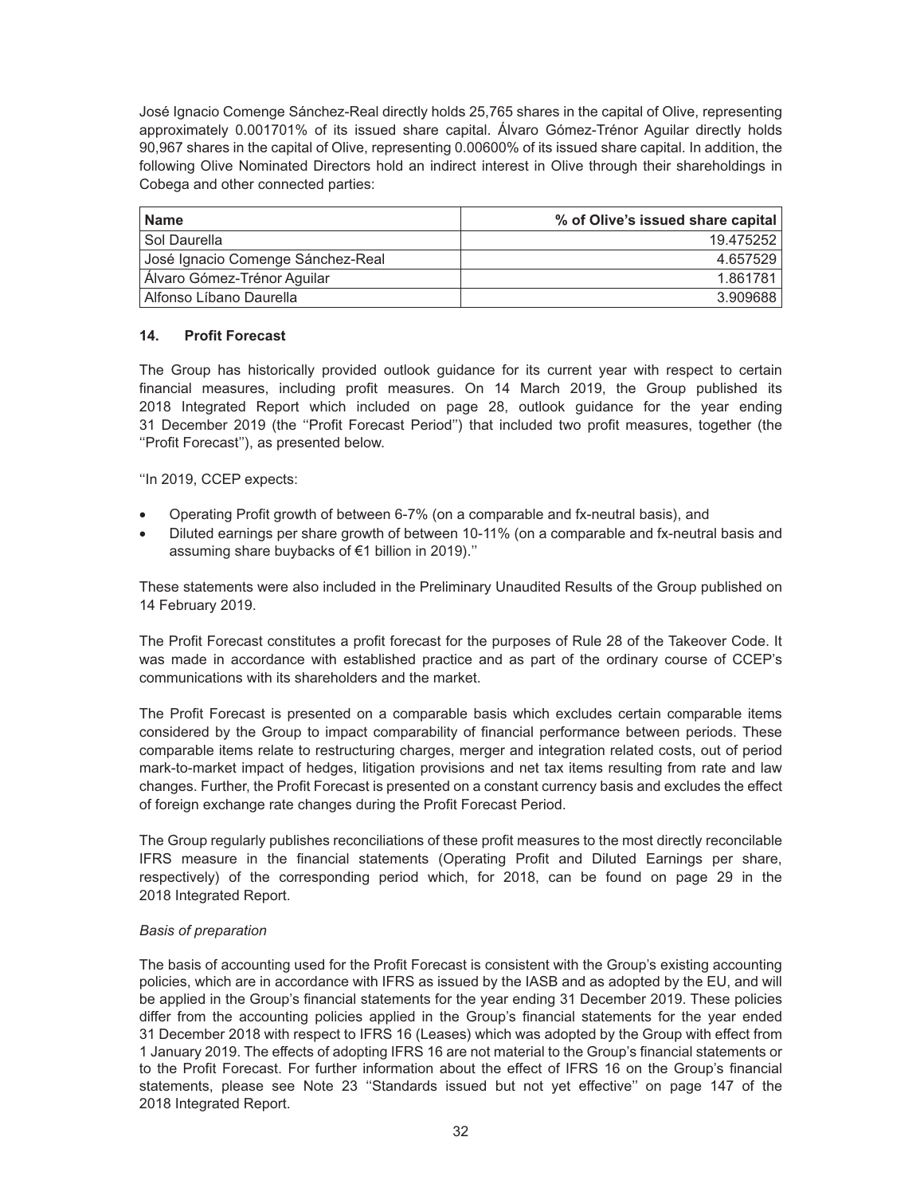José Ignacio Comenge Sánchez-Real directly holds 25,765 shares in the capital of Olive, representing approximately 0.001701% of its issued share capital. Álvaro Gómez-Trénor Aguilar directly holds 90,967 shares in the capital of Olive, representing 0.00600% of its issued share capital. In addition, the following Olive Nominated Directors hold an indirect interest in Olive through their shareholdings in Cobega and other connected parties:

| Name | % of Olive's issued share capital |
|---|---|
| Sol Daurella | 19.475252 |
| José Ignacio Comenge Sánchez-Real | 4.657529 |
| Álvaro Gómez-Trénor Aguilar | 1.861781 |
| Alfonso Líbano Daurella | 3.909688 |

## 14. Profit Forecast

The Group has historically provided outlook guidance for its current year with respect to certain financial measures, including profit measures. On 14 March 2019, the Group published its 2018 Integrated Report which included on page 28, outlook guidance for the year ending 31 December 2019 (the ''Profit Forecast Period'') that included two profit measures, together (the ''Profit Forecast''), as presented below.

''In 2019, CCEP expects:

- Operating Profit growth of between 6-7% (on a comparable and fx-neutral basis), and
- Diluted earnings per share growth of between 10-11% (on a comparable and fx-neutral basis and assuming share buybacks of €1 billion in 2019).''

These statements were also included in the Preliminary Unaudited Results of the Group published on 14 February 2019.

The Profit Forecast constitutes a profit forecast for the purposes of Rule 28 of the Takeover Code. It was made in accordance with established practice and as part of the ordinary course of CCEP's communications with its shareholders and the market.

The Profit Forecast is presented on a comparable basis which excludes certain comparable items considered by the Group to impact comparability of financial performance between periods. These comparable items relate to restructuring charges, merger and integration related costs, out of period mark-to-market impact of hedges, litigation provisions and net tax items resulting from rate and law changes. Further, the Profit Forecast is presented on a constant currency basis and excludes the effect of foreign exchange rate changes during the Profit Forecast Period.

The Group regularly publishes reconciliations of these profit measures to the most directly reconcilable IFRS measure in the financial statements (Operating Profit and Diluted Earnings per share, respectively) of the corresponding period which, for 2018, can be found on page 29 in the 2018 Integrated Report.

*Basis of preparation*

The basis of accounting used for the Profit Forecast is consistent with the Group's existing accounting policies, which are in accordance with IFRS as issued by the IASB and as adopted by the EU, and will be applied in the Group's financial statements for the year ending 31 December 2019. These policies differ from the accounting policies applied in the Group's financial statements for the year ended 31 December 2018 with respect to IFRS 16 (Leases) which was adopted by the Group with effect from 1 January 2019. The effects of adopting IFRS 16 are not material to the Group's financial statements or to the Profit Forecast. For further information about the effect of IFRS 16 on the Group's financial statements, please see Note 23 ''Standards issued but not yet effective'' on page 147 of the 2018 Integrated Report.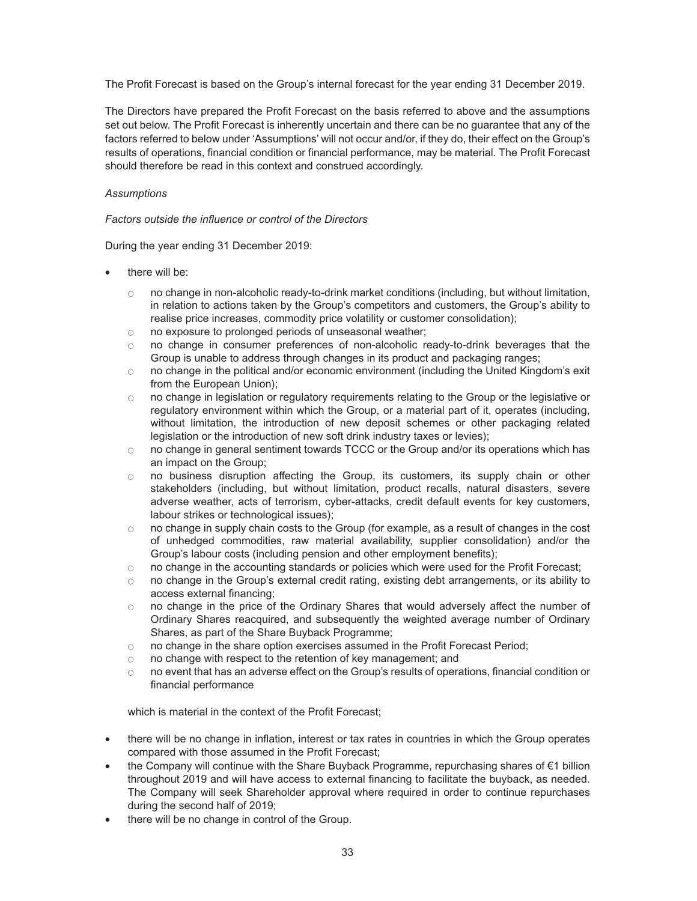The Profit Forecast is based on the Group's internal forecast for the year ending 31 December 2019.

The Directors have prepared the Profit Forecast on the basis referred to above and the assumptions set out below. The Profit Forecast is inherently uncertain and there can be no guarantee that any of the factors referred to below under 'Assumptions' will not occur and/or, if they do, their effect on the Group's results of operations, financial condition or financial performance, may be material. The Profit Forecast should therefore be read in this context and construed accordingly.

*Assumptions*

*Factors outside the influence or control of the Directors*

During the year ending 31 December 2019:

- there will be:
  - no change in non-alcoholic ready-to-drink market conditions (including, but without limitation, in relation to actions taken by the Group's competitors and customers, the Group's ability to realise price increases, commodity price volatility or customer consolidation);
  - no exposure to prolonged periods of unseasonal weather;
  - no change in consumer preferences of non-alcoholic ready-to-drink beverages that the Group is unable to address through changes in its product and packaging ranges;
  - no change in the political and/or economic environment (including the United Kingdom's exit from the European Union);
  - no change in legislation or regulatory requirements relating to the Group or the legislative or regulatory environment within which the Group, or a material part of it, operates (including, without limitation, the introduction of new deposit schemes or other packaging related legislation or the introduction of new soft drink industry taxes or levies);
  - no change in general sentiment towards TCCC or the Group and/or its operations which has an impact on the Group;
  - no business disruption affecting the Group, its customers, its supply chain or other stakeholders (including, but without limitation, product recalls, natural disasters, severe adverse weather, acts of terrorism, cyber-attacks, credit default events for key customers, labour strikes or technological issues);
  - no change in supply chain costs to the Group (for example, as a result of changes in the cost of unhedged commodities, raw material availability, supplier consolidation) and/or the Group's labour costs (including pension and other employment benefits);
  - no change in the accounting standards or policies which were used for the Profit Forecast;
  - no change in the Group's external credit rating, existing debt arrangements, or its ability to access external financing;
  - no change in the price of the Ordinary Shares that would adversely affect the number of Ordinary Shares reacquired, and subsequently the weighted average number of Ordinary Shares, as part of the Share Buyback Programme;
  - no change in the share option exercises assumed in the Profit Forecast Period;
  - no change with respect to the retention of key management; and
  - no event that has an adverse effect on the Group's results of operations, financial condition or financial performance

  which is material in the context of the Profit Forecast;

- there will be no change in inflation, interest or tax rates in countries in which the Group operates compared with those assumed in the Profit Forecast;
- the Company will continue with the Share Buyback Programme, repurchasing shares of €1 billion throughout 2019 and will have access to external financing to facilitate the buyback, as needed. The Company will seek Shareholder approval where required in order to continue repurchases during the second half of 2019;
- there will be no change in control of the Group.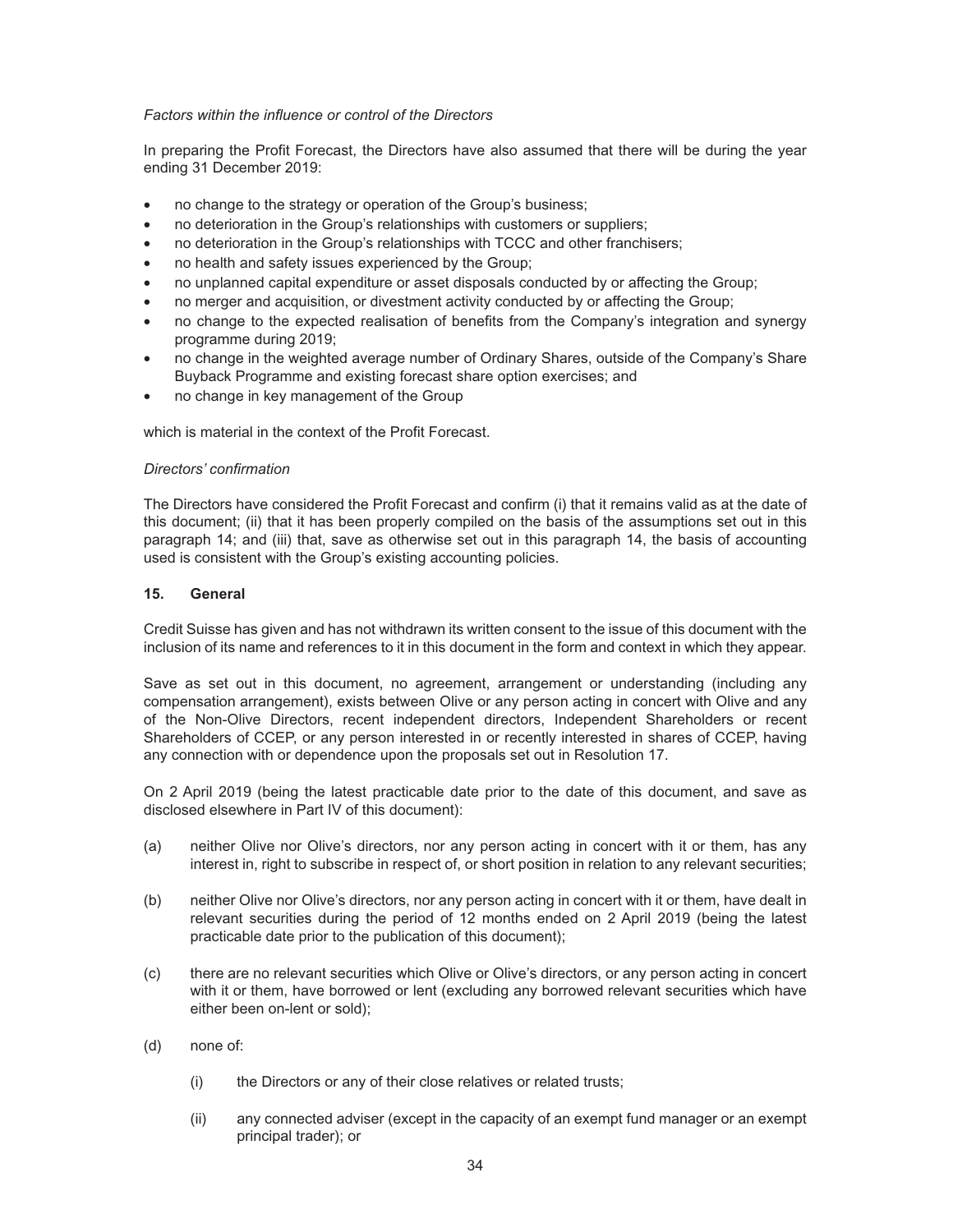*Factors within the influence or control of the Directors*

In preparing the Profit Forecast, the Directors have also assumed that there will be during the year ending 31 December 2019:

- no change to the strategy or operation of the Group's business;
- no deterioration in the Group's relationships with customers or suppliers;
- no deterioration in the Group's relationships with TCCC and other franchisers;
- no health and safety issues experienced by the Group;
- no unplanned capital expenditure or asset disposals conducted by or affecting the Group;
- no merger and acquisition, or divestment activity conducted by or affecting the Group;
- no change to the expected realisation of benefits from the Company's integration and synergy programme during 2019;
- no change in the weighted average number of Ordinary Shares, outside of the Company's Share Buyback Programme and existing forecast share option exercises; and
- no change in key management of the Group

which is material in the context of the Profit Forecast.

*Directors' confirmation*

The Directors have considered the Profit Forecast and confirm (i) that it remains valid as at the date of this document; (ii) that it has been properly compiled on the basis of the assumptions set out in this paragraph 14; and (iii) that, save as otherwise set out in this paragraph 14, the basis of accounting used is consistent with the Group's existing accounting policies.

**15. General**

Credit Suisse has given and has not withdrawn its written consent to the issue of this document with the inclusion of its name and references to it in this document in the form and context in which they appear.

Save as set out in this document, no agreement, arrangement or understanding (including any compensation arrangement), exists between Olive or any person acting in concert with Olive and any of the Non-Olive Directors, recent independent directors, Independent Shareholders or recent Shareholders of CCEP, or any person interested in or recently interested in shares of CCEP, having any connection with or dependence upon the proposals set out in Resolution 17.

On 2 April 2019 (being the latest practicable date prior to the date of this document, and save as disclosed elsewhere in Part IV of this document):

(a) neither Olive nor Olive's directors, nor any person acting in concert with it or them, has any interest in, right to subscribe in respect of, or short position in relation to any relevant securities;

(b) neither Olive nor Olive's directors, nor any person acting in concert with it or them, have dealt in relevant securities during the period of 12 months ended on 2 April 2019 (being the latest practicable date prior to the publication of this document);

(c) there are no relevant securities which Olive or Olive's directors, or any person acting in concert with it or them, have borrowed or lent (excluding any borrowed relevant securities which have either been on-lent or sold);

(d) none of:

  (i) the Directors or any of their close relatives or related trusts;

  (ii) any connected adviser (except in the capacity of an exempt fund manager or an exempt principal trader); or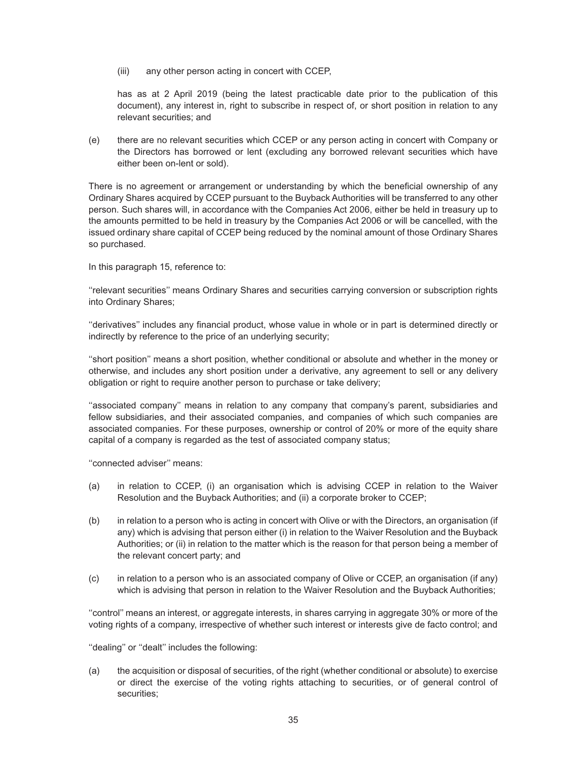(iii) any other person acting in concert with CCEP,

has as at 2 April 2019 (being the latest practicable date prior to the publication of this document), any interest in, right to subscribe in respect of, or short position in relation to any relevant securities; and

(e) there are no relevant securities which CCEP or any person acting in concert with Company or the Directors has borrowed or lent (excluding any borrowed relevant securities which have either been on-lent or sold).

There is no agreement or arrangement or understanding by which the beneficial ownership of any Ordinary Shares acquired by CCEP pursuant to the Buyback Authorities will be transferred to any other person. Such shares will, in accordance with the Companies Act 2006, either be held in treasury up to the amounts permitted to be held in treasury by the Companies Act 2006 or will be cancelled, with the issued ordinary share capital of CCEP being reduced by the nominal amount of those Ordinary Shares so purchased.

In this paragraph 15, reference to:

''relevant securities'' means Ordinary Shares and securities carrying conversion or subscription rights into Ordinary Shares;

''derivatives'' includes any financial product, whose value in whole or in part is determined directly or indirectly by reference to the price of an underlying security;

''short position'' means a short position, whether conditional or absolute and whether in the money or otherwise, and includes any short position under a derivative, any agreement to sell or any delivery obligation or right to require another person to purchase or take delivery;

''associated company'' means in relation to any company that company's parent, subsidiaries and fellow subsidiaries, and their associated companies, and companies of which such companies are associated companies. For these purposes, ownership or control of 20% or more of the equity share capital of a company is regarded as the test of associated company status;

''connected adviser'' means:

(a) in relation to CCEP, (i) an organisation which is advising CCEP in relation to the Waiver Resolution and the Buyback Authorities; and (ii) a corporate broker to CCEP;

(b) in relation to a person who is acting in concert with Olive or with the Directors, an organisation (if any) which is advising that person either (i) in relation to the Waiver Resolution and the Buyback Authorities; or (ii) in relation to the matter which is the reason for that person being a member of the relevant concert party; and

(c) in relation to a person who is an associated company of Olive or CCEP, an organisation (if any) which is advising that person in relation to the Waiver Resolution and the Buyback Authorities;

''control'' means an interest, or aggregate interests, in shares carrying in aggregate 30% or more of the voting rights of a company, irrespective of whether such interest or interests give de facto control; and

''dealing'' or ''dealt'' includes the following:

(a) the acquisition or disposal of securities, of the right (whether conditional or absolute) to exercise or direct the exercise of the voting rights attaching to securities, or of general control of securities;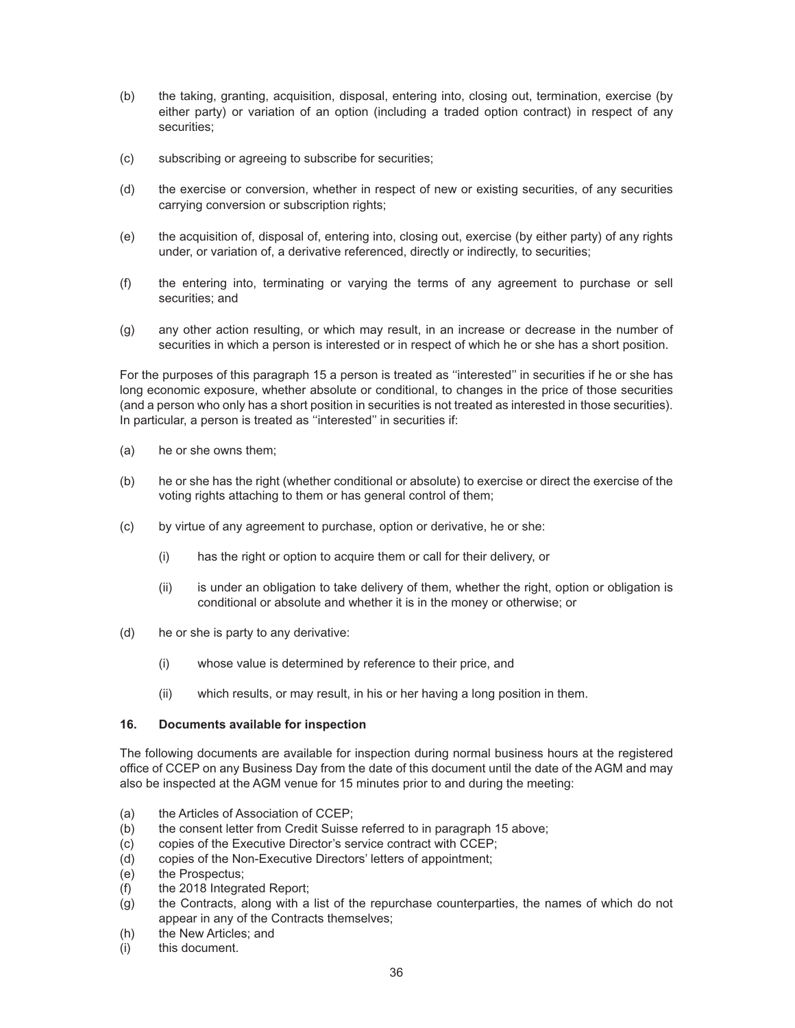(b) the taking, granting, acquisition, disposal, entering into, closing out, termination, exercise (by either party) or variation of an option (including a traded option contract) in respect of any securities;

(c) subscribing or agreeing to subscribe for securities;

(d) the exercise or conversion, whether in respect of new or existing securities, of any securities carrying conversion or subscription rights;

(e) the acquisition of, disposal of, entering into, closing out, exercise (by either party) of any rights under, or variation of, a derivative referenced, directly or indirectly, to securities;

(f) the entering into, terminating or varying the terms of any agreement to purchase or sell securities; and

(g) any other action resulting, or which may result, in an increase or decrease in the number of securities in which a person is interested or in respect of which he or she has a short position.

For the purposes of this paragraph 15 a person is treated as ''interested'' in securities if he or she has long economic exposure, whether absolute or conditional, to changes in the price of those securities (and a person who only has a short position in securities is not treated as interested in those securities). In particular, a person is treated as ''interested'' in securities if:

(a) he or she owns them;

(b) he or she has the right (whether conditional or absolute) to exercise or direct the exercise of the voting rights attaching to them or has general control of them;

(c) by virtue of any agreement to purchase, option or derivative, he or she:

  (i) has the right or option to acquire them or call for their delivery, or

  (ii) is under an obligation to take delivery of them, whether the right, option or obligation is conditional or absolute and whether it is in the money or otherwise; or

(d) he or she is party to any derivative:

  (i) whose value is determined by reference to their price, and

  (ii) which results, or may result, in his or her having a long position in them.

### 16. Documents available for inspection

The following documents are available for inspection during normal business hours at the registered office of CCEP on any Business Day from the date of this document until the date of the AGM and may also be inspected at the AGM venue for 15 minutes prior to and during the meeting:

(a) the Articles of Association of CCEP;
(b) the consent letter from Credit Suisse referred to in paragraph 15 above;
(c) copies of the Executive Director's service contract with CCEP;
(d) copies of the Non-Executive Directors' letters of appointment;
(e) the Prospectus;
(f) the 2018 Integrated Report;
(g) the Contracts, along with a list of the repurchase counterparties, the names of which do not appear in any of the Contracts themselves;
(h) the New Articles; and
(i) this document.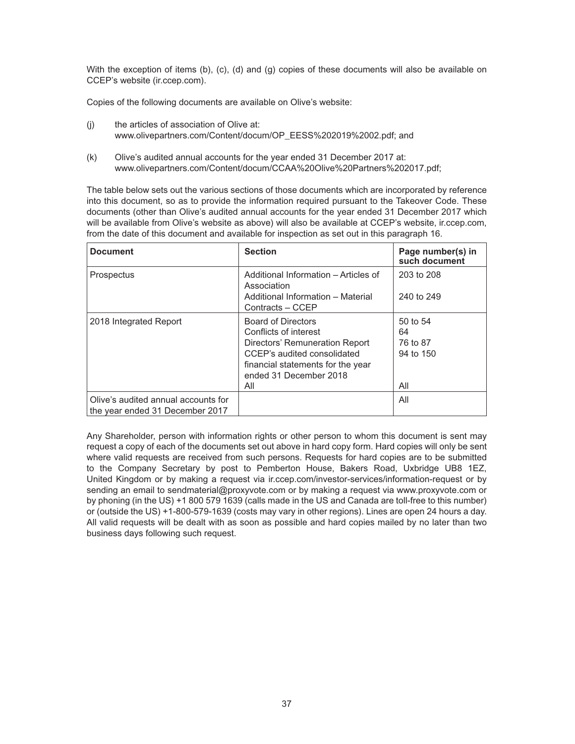With the exception of items (b), (c), (d) and (g) copies of these documents will also be available on CCEP's website (ir.ccep.com).

Copies of the following documents are available on Olive's website:

(j) the articles of association of Olive at: www.olivepartners.com/Content/docum/OP_EESS%202019%2002.pdf; and

(k) Olive's audited annual accounts for the year ended 31 December 2017 at: www.olivepartners.com/Content/docum/CCAA%20Olive%20Partners%202017.pdf;

The table below sets out the various sections of those documents which are incorporated by reference into this document, so as to provide the information required pursuant to the Takeover Code. These documents (other than Olive's audited annual accounts for the year ended 31 December 2017 which will be available from Olive's website as above) will also be available at CCEP's website, ir.ccep.com, from the date of this document and available for inspection as set out in this paragraph 16.

| Document | Section | Page number(s) in such document |
|---|---|---|
| Prospectus | Additional Information – Articles of Association | 203 to 208 |
| | Additional Information – Material Contracts – CCEP | 240 to 249 |
| 2018 Integrated Report | Board of Directors | 50 to 54 |
| | Conflicts of interest | 64 |
| | Directors' Remuneration Report | 76 to 87 |
| | CCEP's audited consolidated financial statements for the year ended 31 December 2018 | 94 to 150 |
| | All | All |
| Olive's audited annual accounts for the year ended 31 December 2017 | | All |

Any Shareholder, person with information rights or other person to whom this document is sent may request a copy of each of the documents set out above in hard copy form. Hard copies will only be sent where valid requests are received from such persons. Requests for hard copies are to be submitted to the Company Secretary by post to Pemberton House, Bakers Road, Uxbridge UB8 1EZ, United Kingdom or by making a request via ir.ccep.com/investor-services/information-request or by sending an email to sendmaterial@proxyvote.com or by making a request via www.proxyvote.com or by phoning (in the US) +1 800 579 1639 (calls made in the US and Canada are toll-free to this number) or (outside the US) +1-800-579-1639 (costs may vary in other regions). Lines are open 24 hours a day. All valid requests will be dealt with as soon as possible and hard copies mailed by no later than two business days following such request.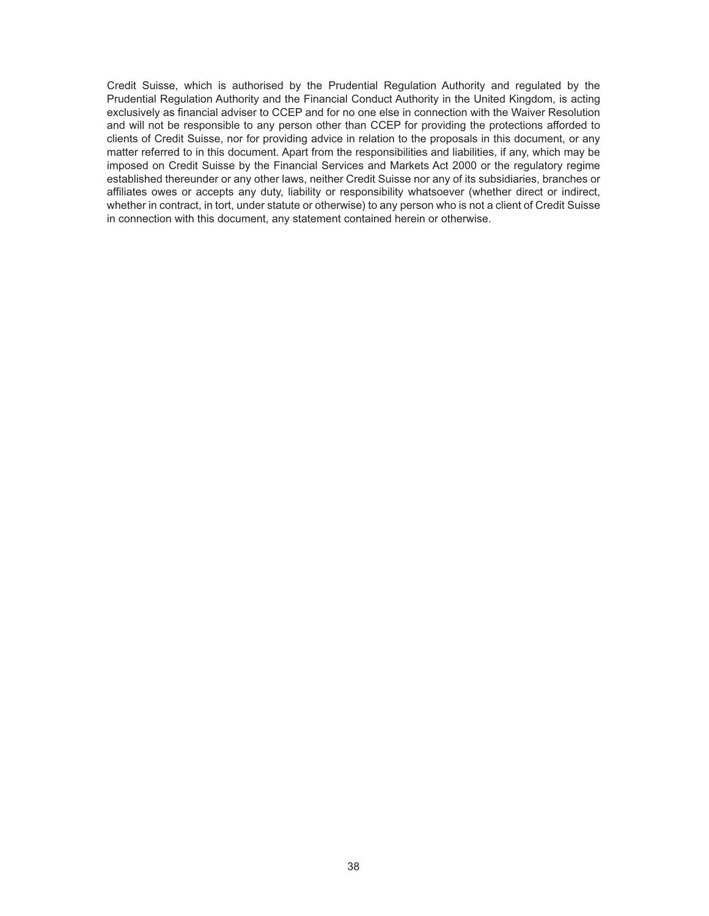Credit Suisse, which is authorised by the Prudential Regulation Authority and regulated by the Prudential Regulation Authority and the Financial Conduct Authority in the United Kingdom, is acting exclusively as financial adviser to CCEP and for no one else in connection with the Waiver Resolution and will not be responsible to any person other than CCEP for providing the protections afforded to clients of Credit Suisse, nor for providing advice in relation to the proposals in this document, or any matter referred to in this document. Apart from the responsibilities and liabilities, if any, which may be imposed on Credit Suisse by the Financial Services and Markets Act 2000 or the regulatory regime established thereunder or any other laws, neither Credit Suisse nor any of its subsidiaries, branches or affiliates owes or accepts any duty, liability or responsibility whatsoever (whether direct or indirect, whether in contract, in tort, under statute or otherwise) to any person who is not a client of Credit Suisse in connection with this document, any statement contained herein or otherwise.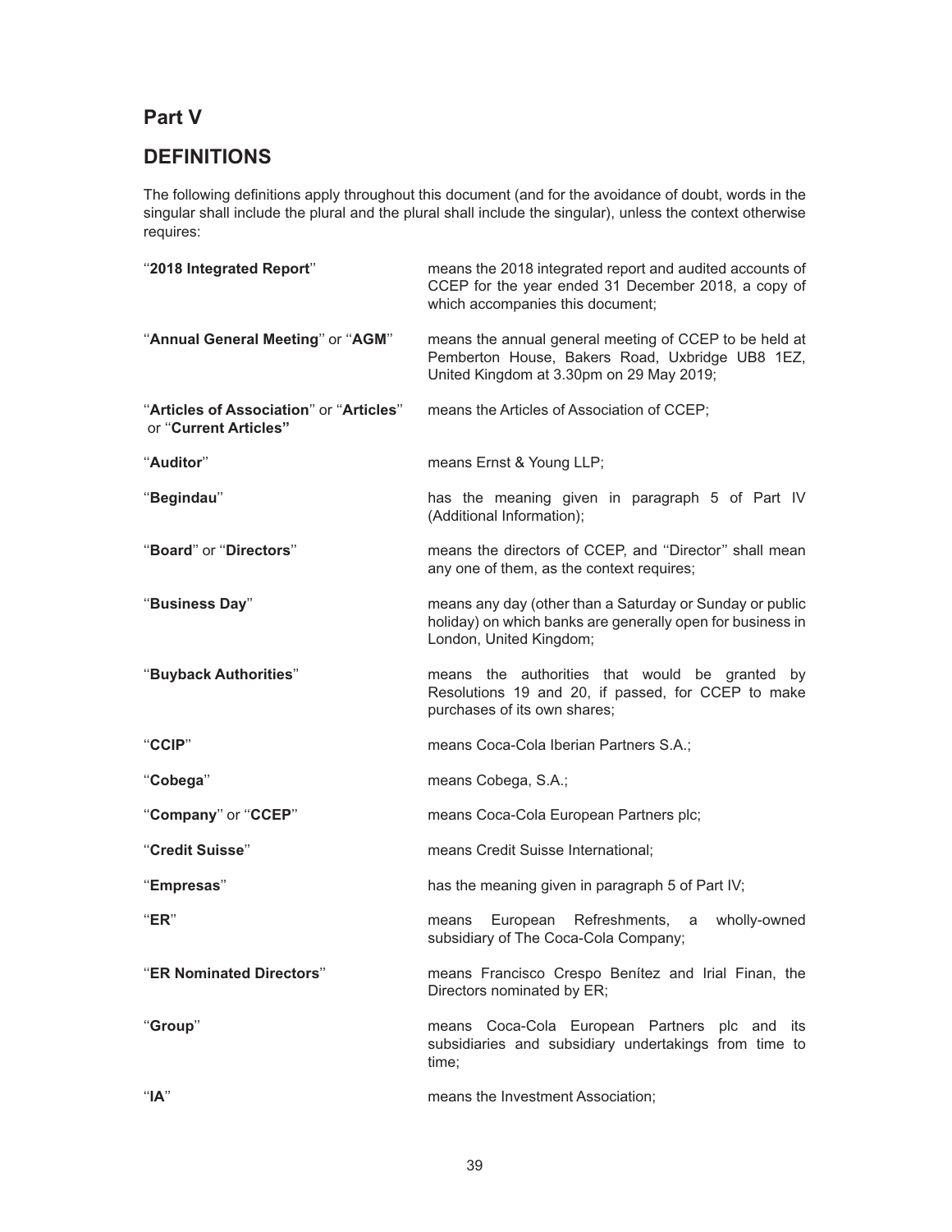## Part V

## DEFINITIONS

The following definitions apply throughout this document (and for the avoidance of doubt, words in the singular shall include the plural and the plural shall include the singular), unless the context otherwise requires:

| | |
|---|---|
| "**2018 Integrated Report**" | means the 2018 integrated report and audited accounts of CCEP for the year ended 31 December 2018, a copy of which accompanies this document; |
| "**Annual General Meeting**" or "**AGM**" | means the annual general meeting of CCEP to be held at Pemberton House, Bakers Road, Uxbridge UB8 1EZ, United Kingdom at 3.30pm on 29 May 2019; |
| "**Articles of Association**" or "**Articles**" or "**Current Articles**" | means the Articles of Association of CCEP; |
| "**Auditor**" | means Ernst & Young LLP; |
| "**Begindau**" | has the meaning given in paragraph 5 of Part IV (Additional Information); |
| "**Board**" or "**Directors**" | means the directors of CCEP, and "Director" shall mean any one of them, as the context requires; |
| "**Business Day**" | means any day (other than a Saturday or Sunday or public holiday) on which banks are generally open for business in London, United Kingdom; |
| "**Buyback Authorities**" | means the authorities that would be granted by Resolutions 19 and 20, if passed, for CCEP to make purchases of its own shares; |
| "**CCIP**" | means Coca-Cola Iberian Partners S.A.; |
| "**Cobega**" | means Cobega, S.A.; |
| "**Company**" or "**CCEP**" | means Coca-Cola European Partners plc; |
| "**Credit Suisse**" | means Credit Suisse International; |
| "**Empresas**" | has the meaning given in paragraph 5 of Part IV; |
| "**ER**" | means European Refreshments, a wholly-owned subsidiary of The Coca-Cola Company; |
| "**ER Nominated Directors**" | means Francisco Crespo Benítez and Irial Finan, the Directors nominated by ER; |
| "**Group**" | means Coca-Cola European Partners plc and its subsidiaries and subsidiary undertakings from time to time; |
| "**IA**" | means the Investment Association; |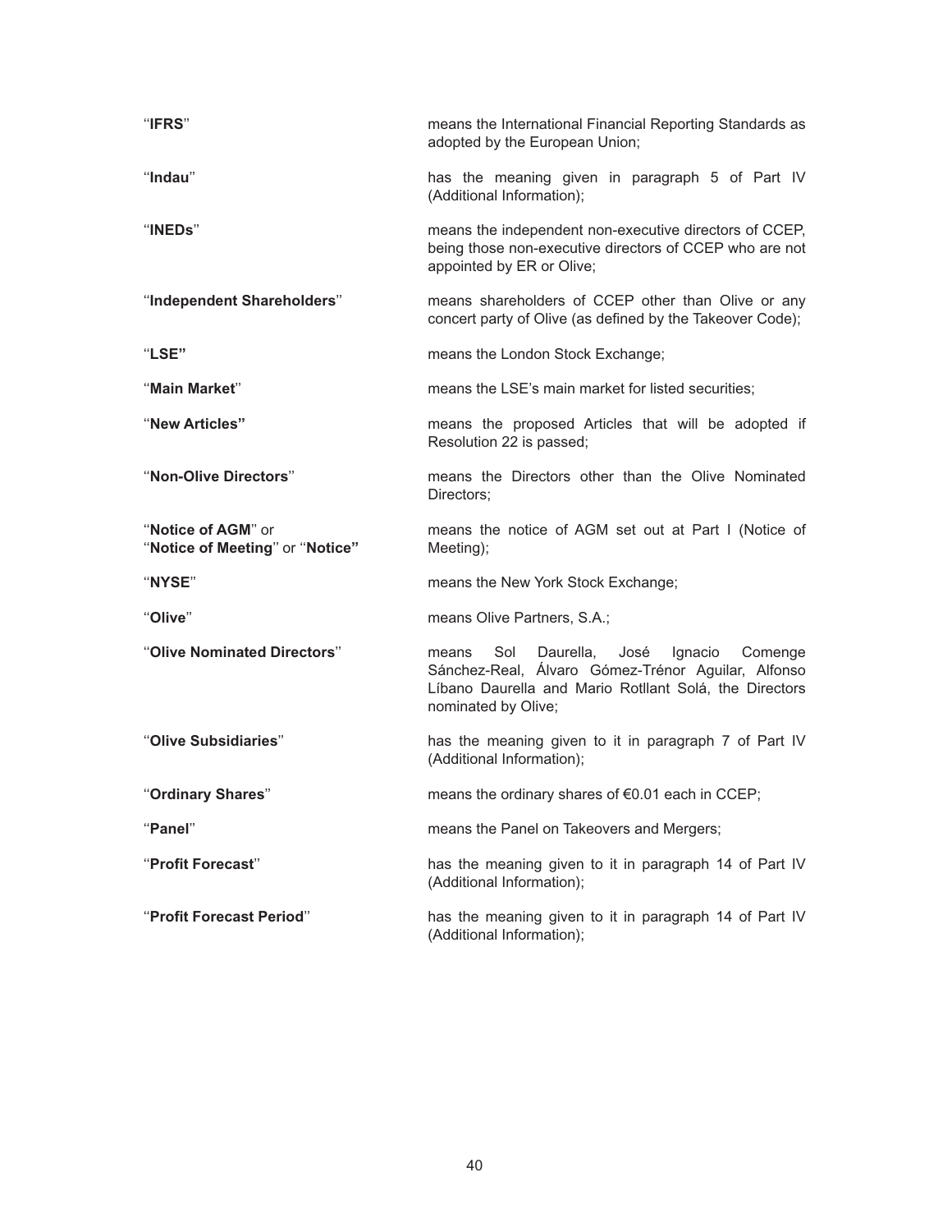| | |
|---|---|
| "**IFRS**" | means the International Financial Reporting Standards as adopted by the European Union; |
| "**Indau**" | has the meaning given in paragraph 5 of Part IV (Additional Information); |
| "**INEDs**" | means the independent non-executive directors of CCEP, being those non-executive directors of CCEP who are not appointed by ER or Olive; |
| "**Independent Shareholders**" | means shareholders of CCEP other than Olive or any concert party of Olive (as defined by the Takeover Code); |
| "**LSE**" | means the London Stock Exchange; |
| "**Main Market**" | means the LSE's main market for listed securities; |
| "**New Articles**" | means the proposed Articles that will be adopted if Resolution 22 is passed; |
| "**Non-Olive Directors**" | means the Directors other than the Olive Nominated Directors; |
| "**Notice of AGM**" or "**Notice of Meeting**" or "**Notice**" | means the notice of AGM set out at Part I (Notice of Meeting); |
| "**NYSE**" | means the New York Stock Exchange; |
| "**Olive**" | means Olive Partners, S.A.; |
| "**Olive Nominated Directors**" | means Sol Daurella, José Ignacio Comenge Sánchez-Real, Álvaro Gómez-Trénor Aguilar, Alfonso Líbano Daurella and Mario Rotllant Solá, the Directors nominated by Olive; |
| "**Olive Subsidiaries**" | has the meaning given to it in paragraph 7 of Part IV (Additional Information); |
| "**Ordinary Shares**" | means the ordinary shares of €0.01 each in CCEP; |
| "**Panel**" | means the Panel on Takeovers and Mergers; |
| "**Profit Forecast**" | has the meaning given to it in paragraph 14 of Part IV (Additional Information); |
| "**Profit Forecast Period**" | has the meaning given to it in paragraph 14 of Part IV (Additional Information); |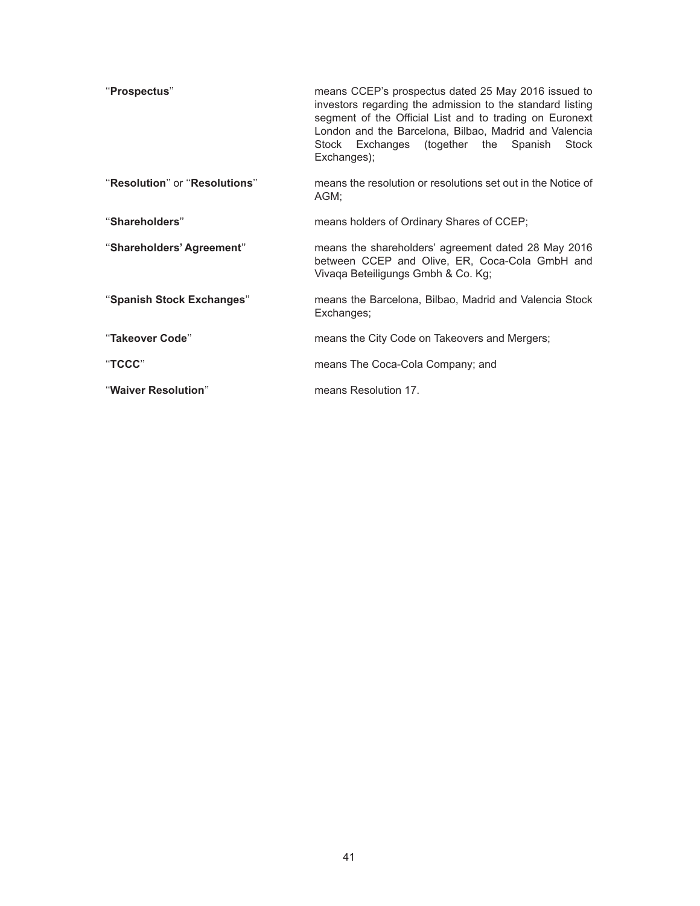| | |
|---|---|
| "**Prospectus**" | means CCEP's prospectus dated 25 May 2016 issued to investors regarding the admission to the standard listing segment of the Official List and to trading on Euronext London and the Barcelona, Bilbao, Madrid and Valencia Stock Exchanges (together the Spanish Stock Exchanges); |
| "**Resolution**" or "**Resolutions**" | means the resolution or resolutions set out in the Notice of AGM; |
| "**Shareholders**" | means holders of Ordinary Shares of CCEP; |
| "**Shareholders' Agreement**" | means the shareholders' agreement dated 28 May 2016 between CCEP and Olive, ER, Coca-Cola GmbH and Vivaqa Beteiligungs Gmbh & Co. Kg; |
| "**Spanish Stock Exchanges**" | means the Barcelona, Bilbao, Madrid and Valencia Stock Exchanges; |
| "**Takeover Code**" | means the City Code on Takeovers and Mergers; |
| "**TCCC**" | means The Coca-Cola Company; and |
| "**Waiver Resolution**" | means Resolution 17. |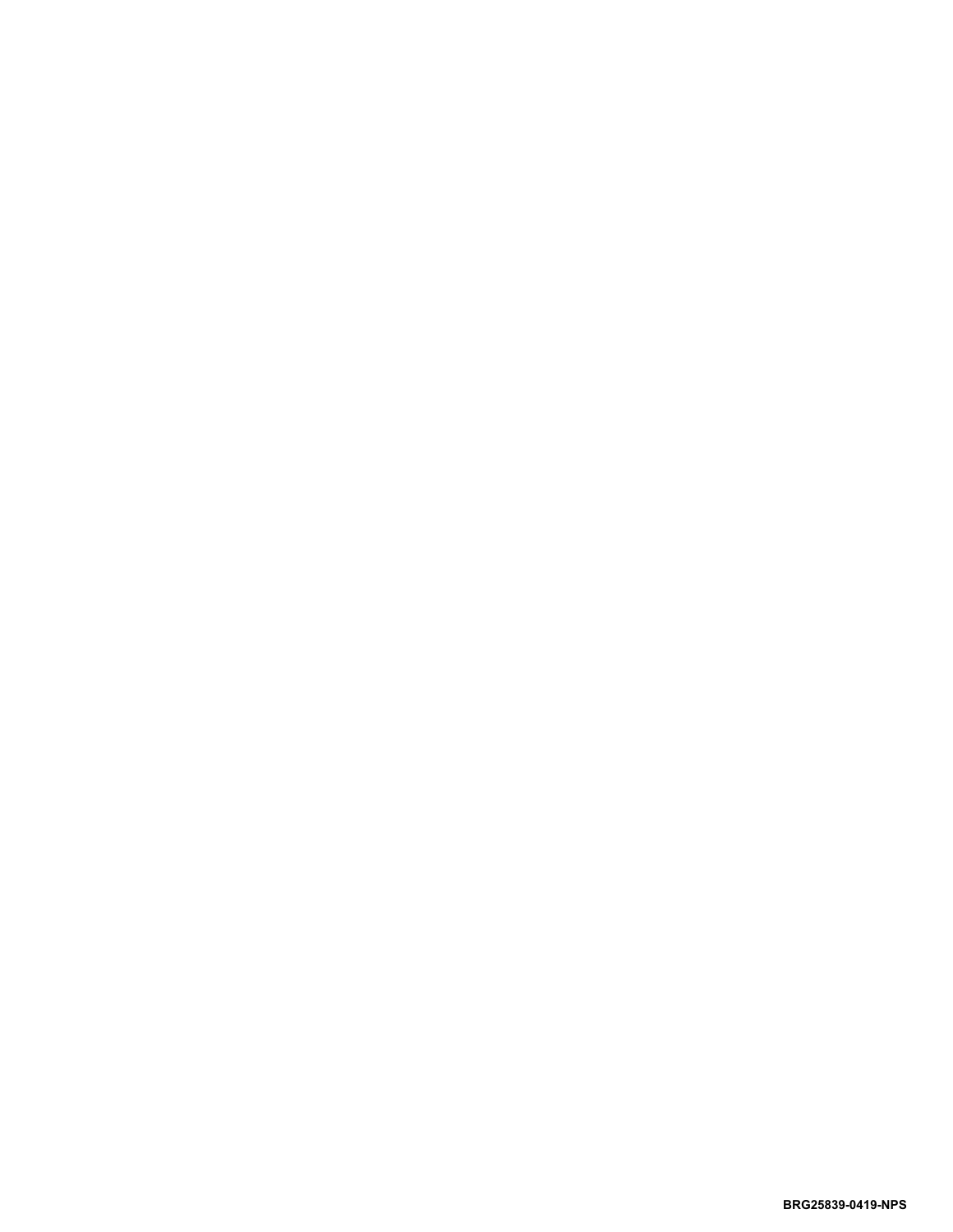BRG25839-0419-NPS